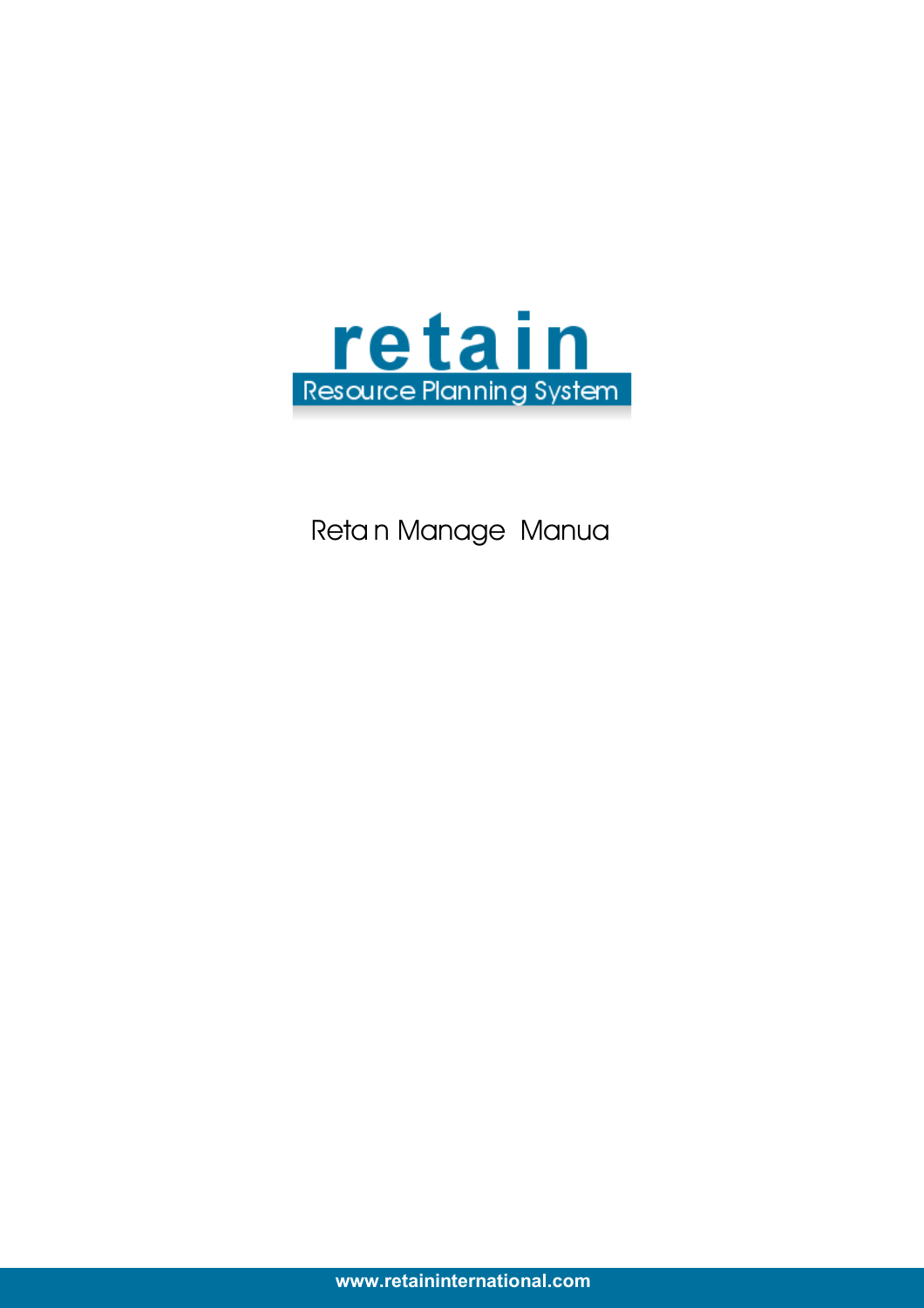# retain

Resource Planning System

Reta n Manage  Manua

www.retaininternational.com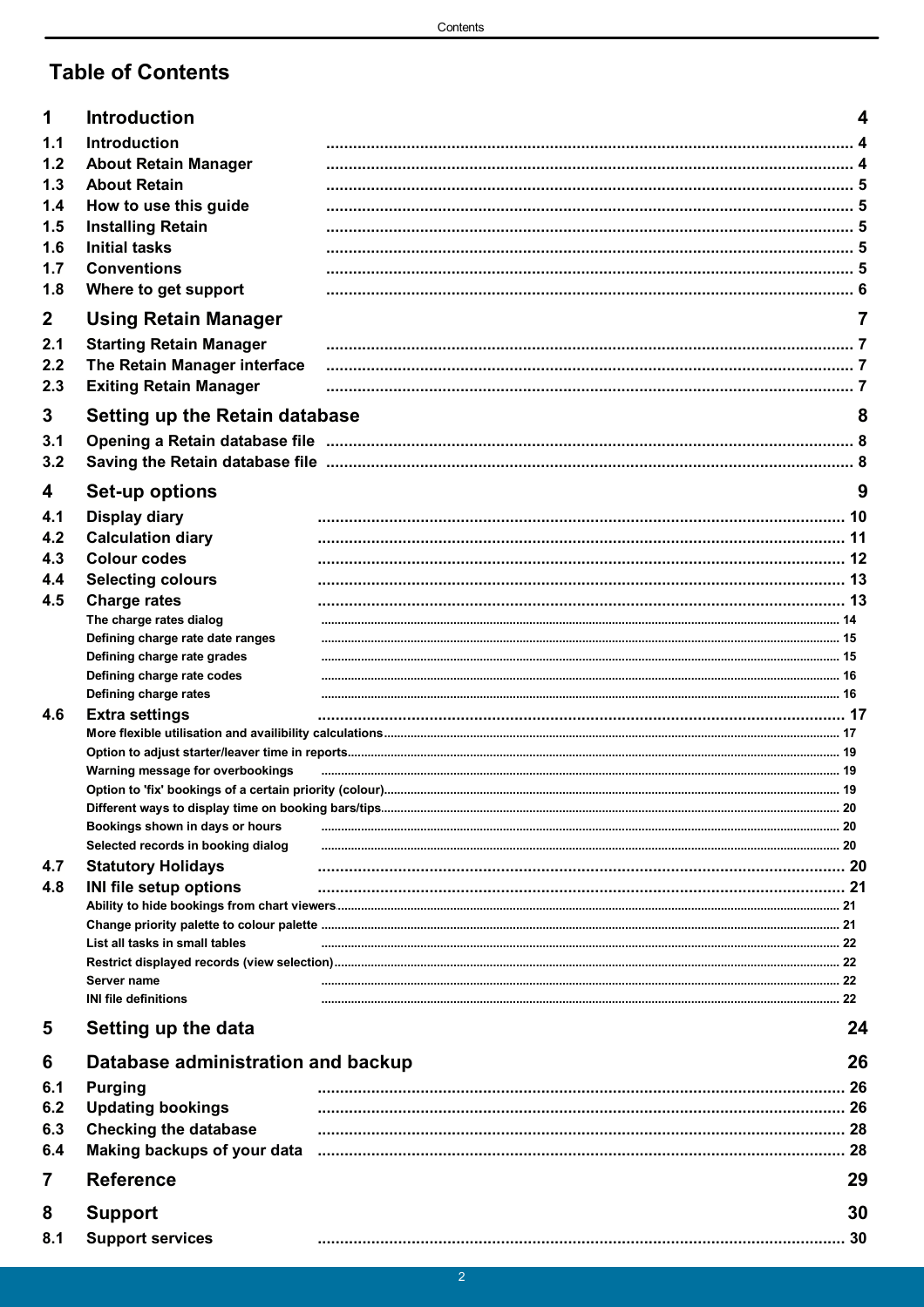# Table of Contents

**1 Introduction** 4

- 1.1 Introduction 4
- 1.2 About Retain Manager 4
- 1.3 About Retain 5
- 1.4 How to use this guide 5
- 1.5 Installing Retain 5
- 1.6 Initial tasks 5
- 1.7 Conventions 5
- 1.8 Where to get support 6

**2 Using Retain Manager** 7

- 2.1 Starting Retain Manager 7
- 2.2 The Retain Manager interface 7
- 2.3 Exiting Retain Manager 7

**3 Setting up the Retain database** 8

- 3.1 Opening a Retain database file 8
- 3.2 Saving the Retain database file 8

**4 Set-up options** 9

- 4.1 Display diary 10
- 4.2 Calculation diary 11
- 4.3 Colour codes 12
- 4.4 Selecting colours 13
- 4.5 Charge rates 13
  - The charge rates dialog 14
  - Defining charge rate date ranges 15
  - Defining charge rate grades 15
  - Defining charge rate codes 16
  - Defining charge rates 16
- 4.6 Extra settings 17
  - More flexible utilisation and availibility calculations 17
  - Option to adjust starter/leaver time in reports 19
  - Warning message for overbookings 19
  - Option to 'fix' bookings of a certain priority (colour) 19
  - Different ways to display time on booking bars/tips 20
  - Bookings shown in days or hours 20
  - Selected records in booking dialog 20
- 4.7 Statutory Holidays 20
- 4.8 INI file setup options 21
  - Ability to hide bookings from chart viewers 21
  - Change priority palette to colour palette 21
  - List all tasks in small tables 22
  - Restrict displayed records (view selection) 22
  - Server name 22
  - INI file definitions 22

**5 Setting up the data** 24

**6 Database administration and backup** 26

- 6.1 Purging 26
- 6.2 Updating bookings 26
- 6.3 Checking the database 28
- 6.4 Making backups of your data 28

**7 Reference** 29

**8 Support** 30

- 8.1 Support services 30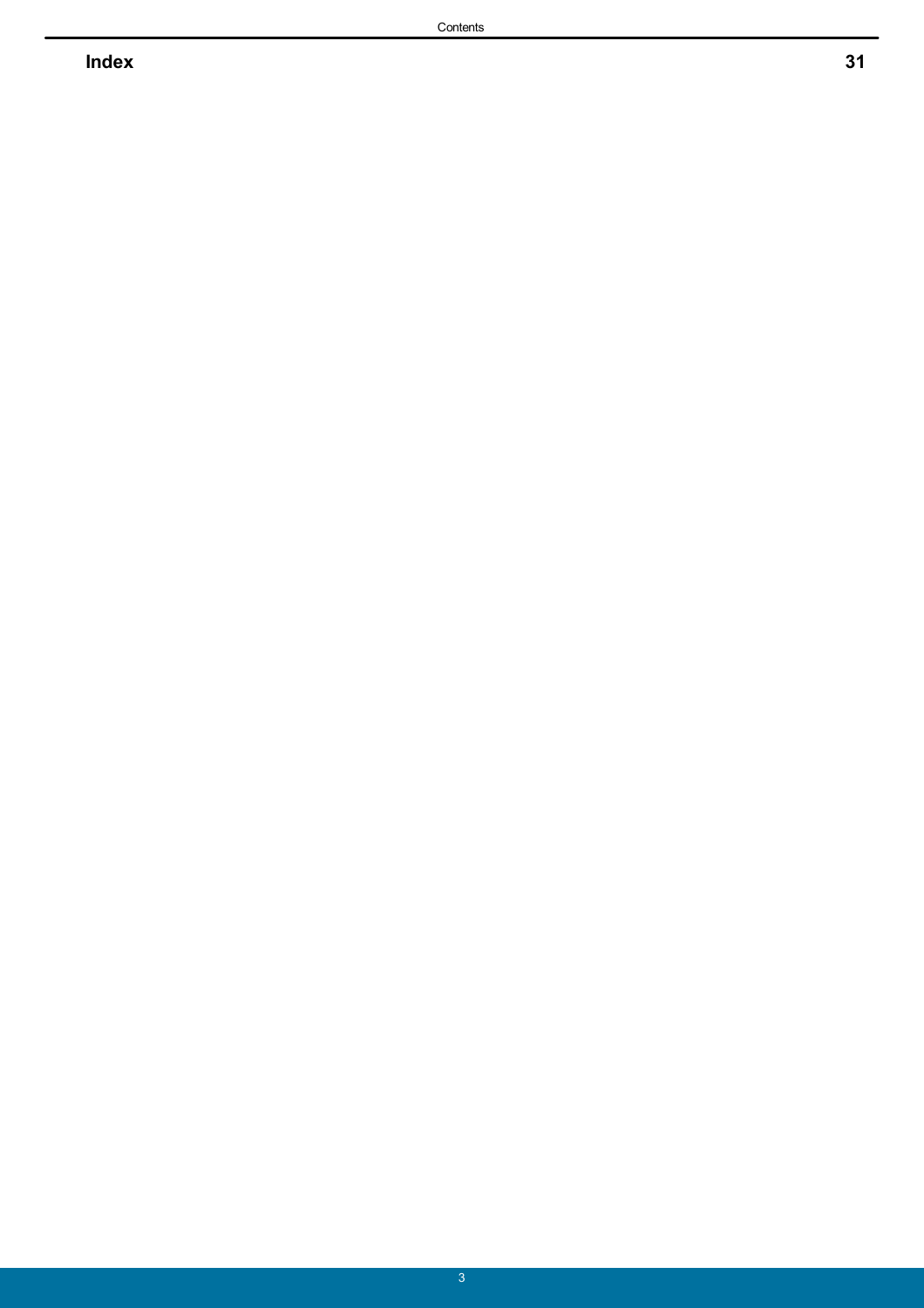**Index** **31**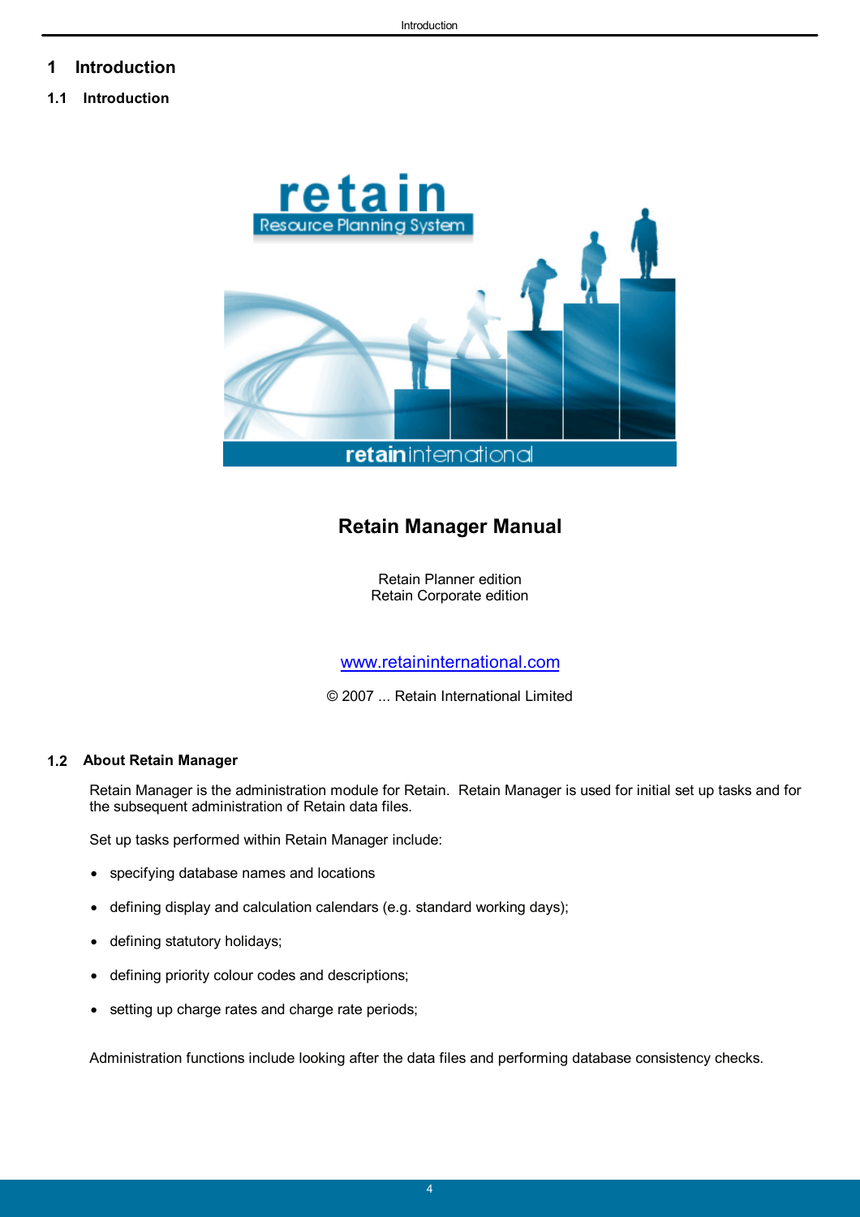# 1 Introduction

## 1.1 Introduction

**Retain Manager Manual**

Retain Planner edition
Retain Corporate edition

www.retaininternational.com

© 2007 ... Retain International Limited

## 1.2 About Retain Manager

Retain Manager is the administration module for Retain. Retain Manager is used for initial set up tasks and for the subsequent administration of Retain data files.

Set up tasks performed within Retain Manager include:

- specifying database names and locations
- defining display and calculation calendars (e.g. standard working days);
- defining statutory holidays;
- defining priority colour codes and descriptions;
- setting up charge rates and charge rate periods;

Administration functions include looking after the data files and performing database consistency checks.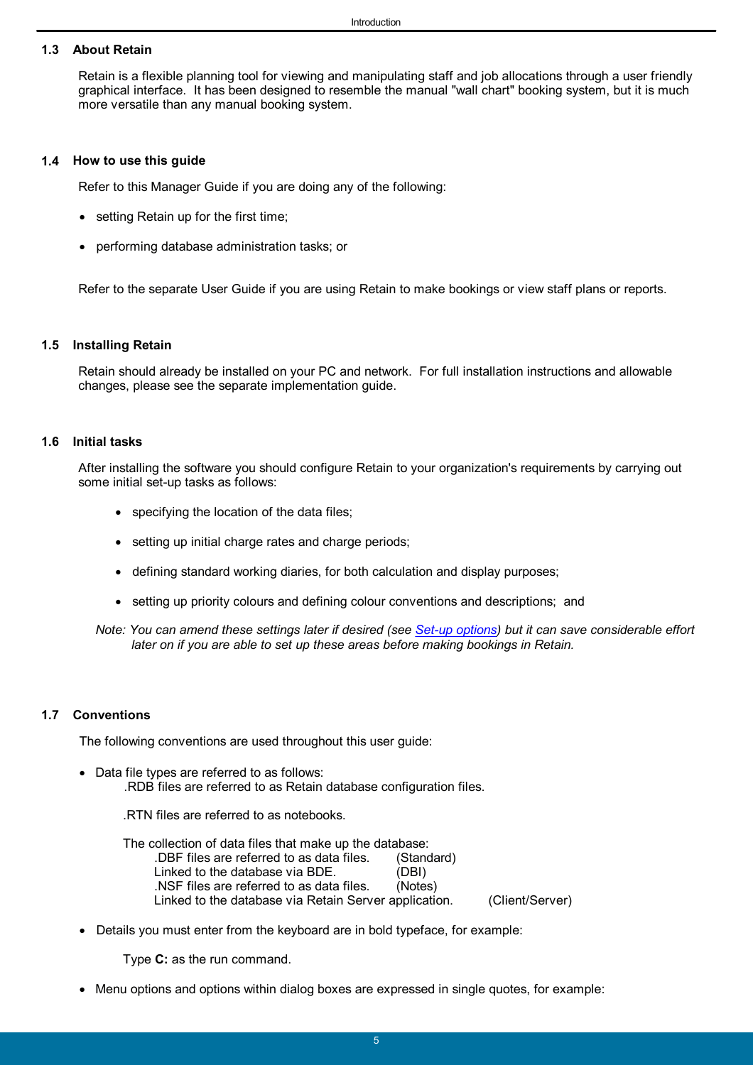## 1.3 About Retain

Retain is a flexible planning tool for viewing and manipulating staff and job allocations through a user friendly graphical interface. It has been designed to resemble the manual "wall chart" booking system, but it is much more versatile than any manual booking system.

## 1.4 How to use this guide

Refer to this Manager Guide if you are doing any of the following:

- setting Retain up for the first time;
- performing database administration tasks; or

Refer to the separate User Guide if you are using Retain to make bookings or view staff plans or reports.

## 1.5 Installing Retain

Retain should already be installed on your PC and network. For full installation instructions and allowable changes, please see the separate implementation guide.

## 1.6 Initial tasks

After installing the software you should configure Retain to your organization's requirements by carrying out some initial set-up tasks as follows:

- specifying the location of the data files;
- setting up initial charge rates and charge periods;
- defining standard working diaries, for both calculation and display purposes;
- setting up priority colours and defining colour conventions and descriptions; and

*Note: You can amend these settings later if desired (see Set-up options) but it can save considerable effort later on if you are able to set up these areas before making bookings in Retain.*

## 1.7 Conventions

The following conventions are used throughout this user guide:

- Data file types are referred to as follows:
  .RDB files are referred to as Retain database configuration files.

  .RTN files are referred to as notebooks.

  The collection of data files that make up the database:
  .DBF files are referred to as data files. (Standard)
  Linked to the database via BDE. (DBI)
  .NSF files are referred to as data files. (Notes)
  Linked to the database via Retain Server application. (Client/Server)

- Details you must enter from the keyboard are in bold typeface, for example:

  Type **C:** as the run command.

- Menu options and options within dialog boxes are expressed in single quotes, for example: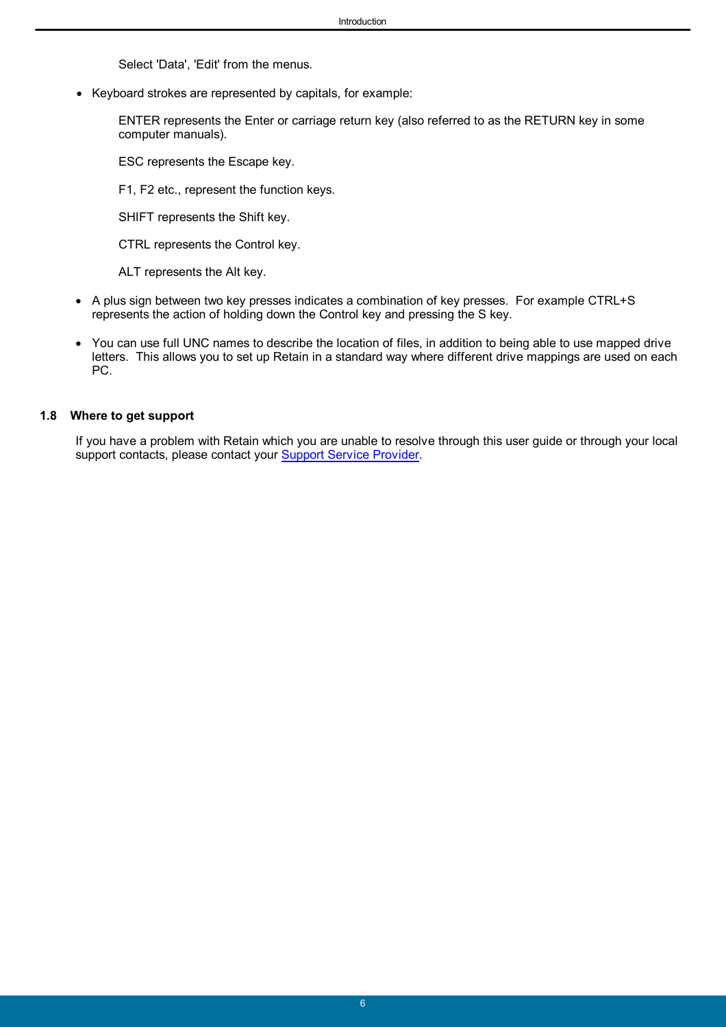Select 'Data', 'Edit' from the menus.

- Keyboard strokes are represented by capitals, for example:

  ENTER represents the Enter or carriage return key (also referred to as the RETURN key in some computer manuals).

  ESC represents the Escape key.

  F1, F2 etc., represent the function keys.

  SHIFT represents the Shift key.

  CTRL represents the Control key.

  ALT represents the Alt key.

- A plus sign between two key presses indicates a combination of key presses. For example CTRL+S represents the action of holding down the Control key and pressing the S key.

- You can use full UNC names to describe the location of files, in addition to being able to use mapped drive letters. This allows you to set up Retain in a standard way where different drive mappings are used on each PC.

## 1.8 Where to get support

If you have a problem with Retain which you are unable to resolve through this user guide or through your local support contacts, please contact your Support Service Provider.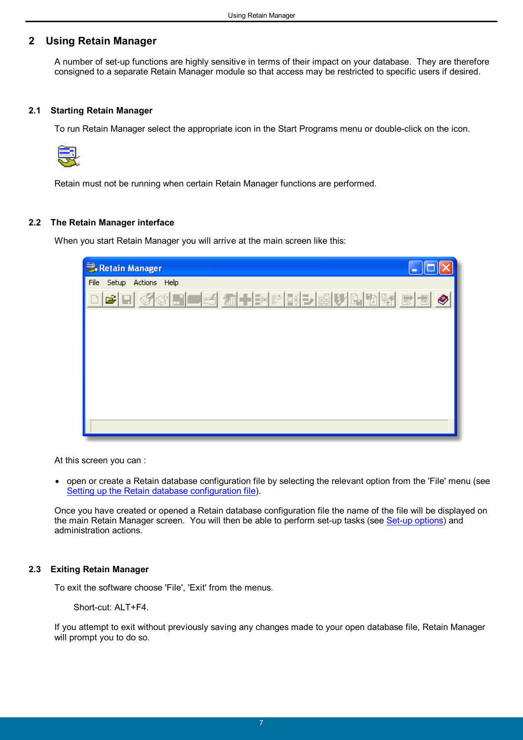## 2 Using Retain Manager

A number of set-up functions are highly sensitive in terms of their impact on your database. They are therefore consigned to a separate Retain Manager module so that access may be restricted to specific users if desired.

### 2.1 Starting Retain Manager

To run Retain Manager select the appropriate icon in the Start Programs menu or double-click on the icon.

Retain must not be running when certain Retain Manager functions are performed.

### 2.2 The Retain Manager interface

When you start Retain Manager you will arrive at the main screen like this:

At this screen you can :

- open or create a Retain database configuration file by selecting the relevant option from the 'File' menu (see Setting up the Retain database configuration file).

Once you have created or opened a Retain database configuration file the name of the file will be displayed on the main Retain Manager screen. You will then be able to perform set-up tasks (see Set-up options) and administration actions.

### 2.3 Exiting Retain Manager

To exit the software choose 'File', 'Exit' from the menus.

Short-cut: ALT+F4.

If you attempt to exit without previously saving any changes made to your open database file, Retain Manager will prompt you to do so.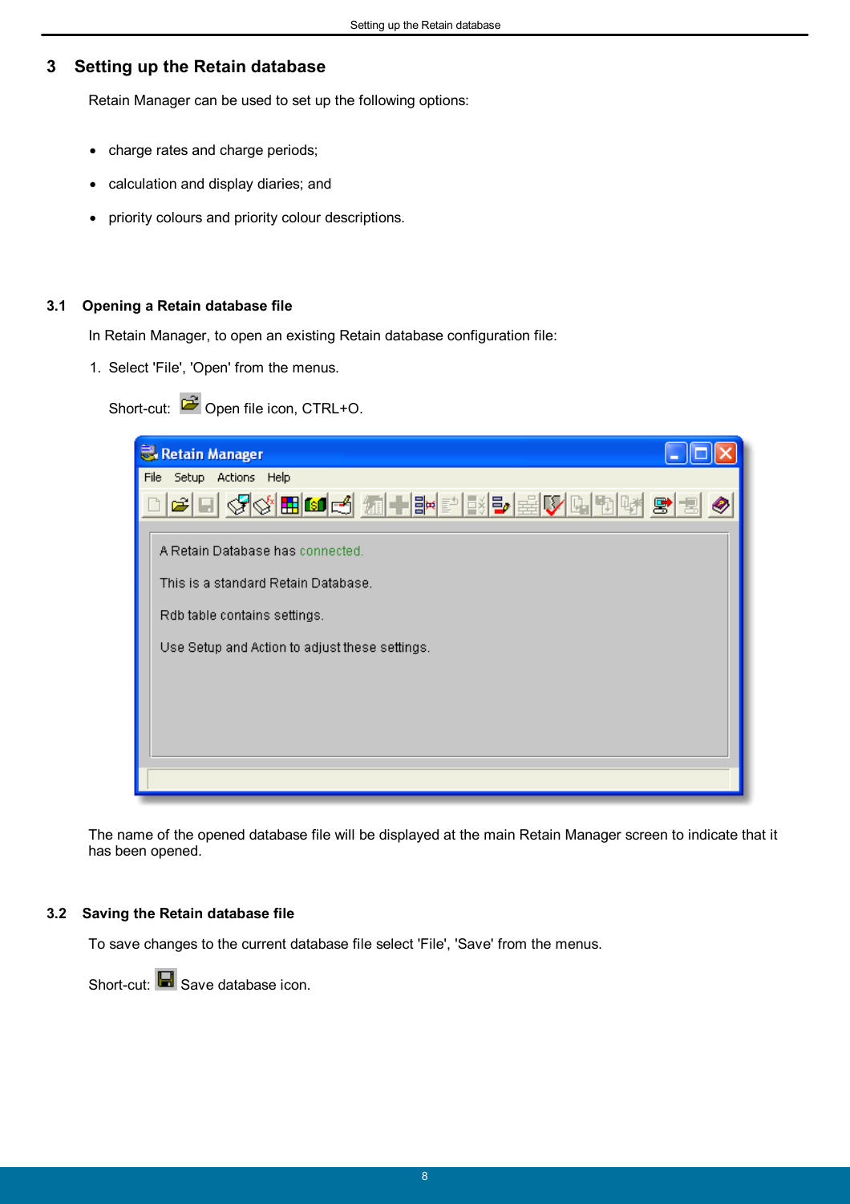# 3 Setting up the Retain database

Retain Manager can be used to set up the following options:

- charge rates and charge periods;
- calculation and display diaries; and
- priority colours and priority colour descriptions.

## 3.1 Opening a Retain database file

In Retain Manager, to open an existing Retain database configuration file:

1. Select 'File', 'Open' from the menus.

   Short-cut: Open file icon, CTRL+O.

The name of the opened database file will be displayed at the main Retain Manager screen to indicate that it has been opened.

## 3.2 Saving the Retain database file

To save changes to the current database file select 'File', 'Save' from the menus.

Short-cut: Save database icon.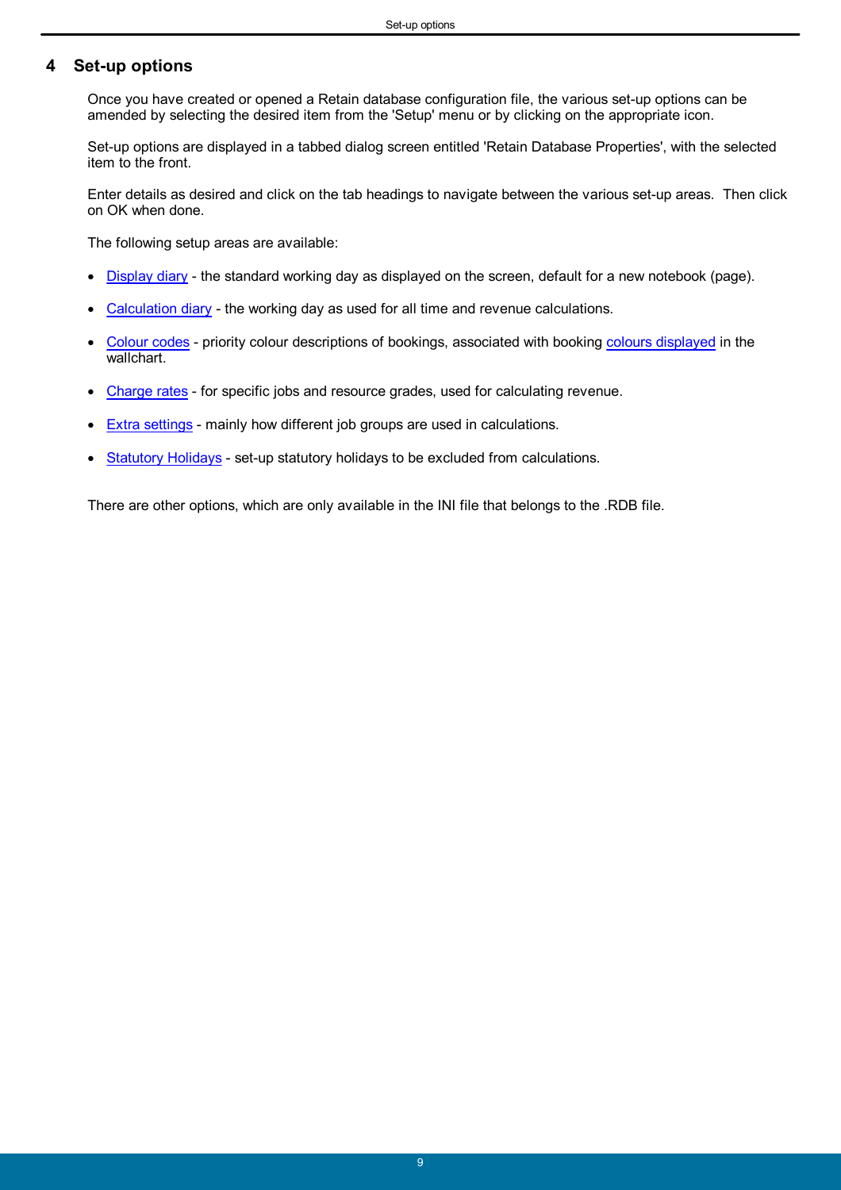# 4 Set-up options

Once you have created or opened a Retain database configuration file, the various set-up options can be amended by selecting the desired item from the 'Setup' menu or by clicking on the appropriate icon.

Set-up options are displayed in a tabbed dialog screen entitled 'Retain Database Properties', with the selected item to the front.

Enter details as desired and click on the tab headings to navigate between the various set-up areas. Then click on OK when done.

The following setup areas are available:

- Display diary - the standard working day as displayed on the screen, default for a new notebook (page).
- Calculation diary - the working day as used for all time and revenue calculations.
- Colour codes - priority colour descriptions of bookings, associated with booking colours displayed in the wallchart.
- Charge rates - for specific jobs and resource grades, used for calculating revenue.
- Extra settings - mainly how different job groups are used in calculations.
- Statutory Holidays - set-up statutory holidays to be excluded from calculations.

There are other options, which are only available in the INI file that belongs to the .RDB file.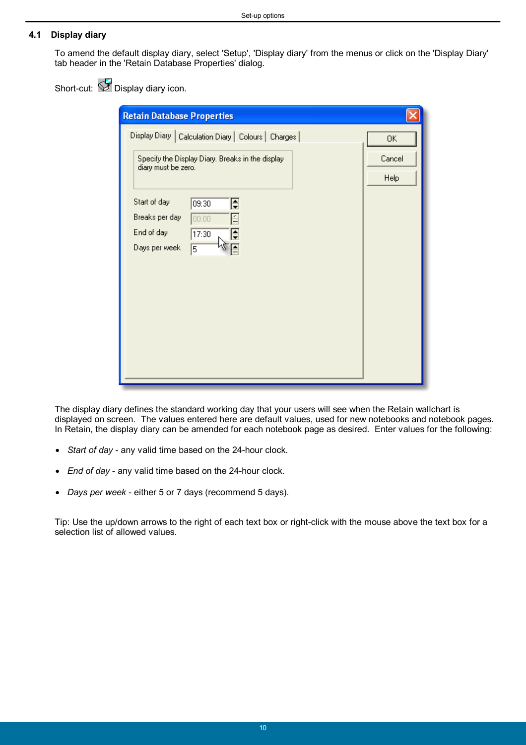## 4.1 Display diary

To amend the default display diary, select 'Setup', 'Display diary' from the menus or click on the 'Display Diary' tab header in the 'Retain Database Properties' dialog.

Short-cut: Display diary icon.

The display diary defines the standard working day that your users will see when the Retain wallchart is displayed on screen. The values entered here are default values, used for new notebooks and notebook pages. In Retain, the display diary can be amended for each notebook page as desired. Enter values for the following:

- *Start of day* - any valid time based on the 24-hour clock.
- *End of day* - any valid time based on the 24-hour clock.
- *Days per week* - either 5 or 7 days (recommend 5 days).

Tip: Use the up/down arrows to the right of each text box or right-click with the mouse above the text box for a selection list of allowed values.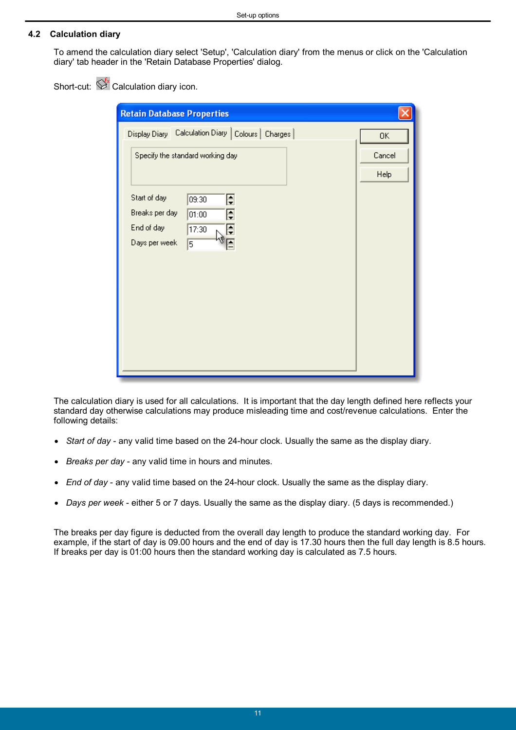## 4.2 Calculation diary

To amend the calculation diary select 'Setup', 'Calculation diary' from the menus or click on the 'Calculation diary' tab header in the 'Retain Database Properties' dialog.

Short-cut: Calculation diary icon.

The calculation diary is used for all calculations. It is important that the day length defined here reflects your standard working day otherwise calculations may produce misleading time and cost/revenue calculations. Enter the following details:

- *Start of day* - any valid time based on the 24-hour clock. Usually the same as the display diary.
- *Breaks per day* - any valid time in hours and minutes.
- *End of day* - any valid time based on the 24-hour clock. Usually the same as the display diary.
- *Days per week* - either 5 or 7 days. Usually the same as the display diary. (5 days is recommended.)

The breaks per day figure is deducted from the overall day length to produce the standard working day. For example, if the start of day is 09.00 hours and the end of day is 17.30 hours then the full day length is 8.5 hours. If breaks per day is 01:00 hours then the standard working day is calculated as 7.5 hours.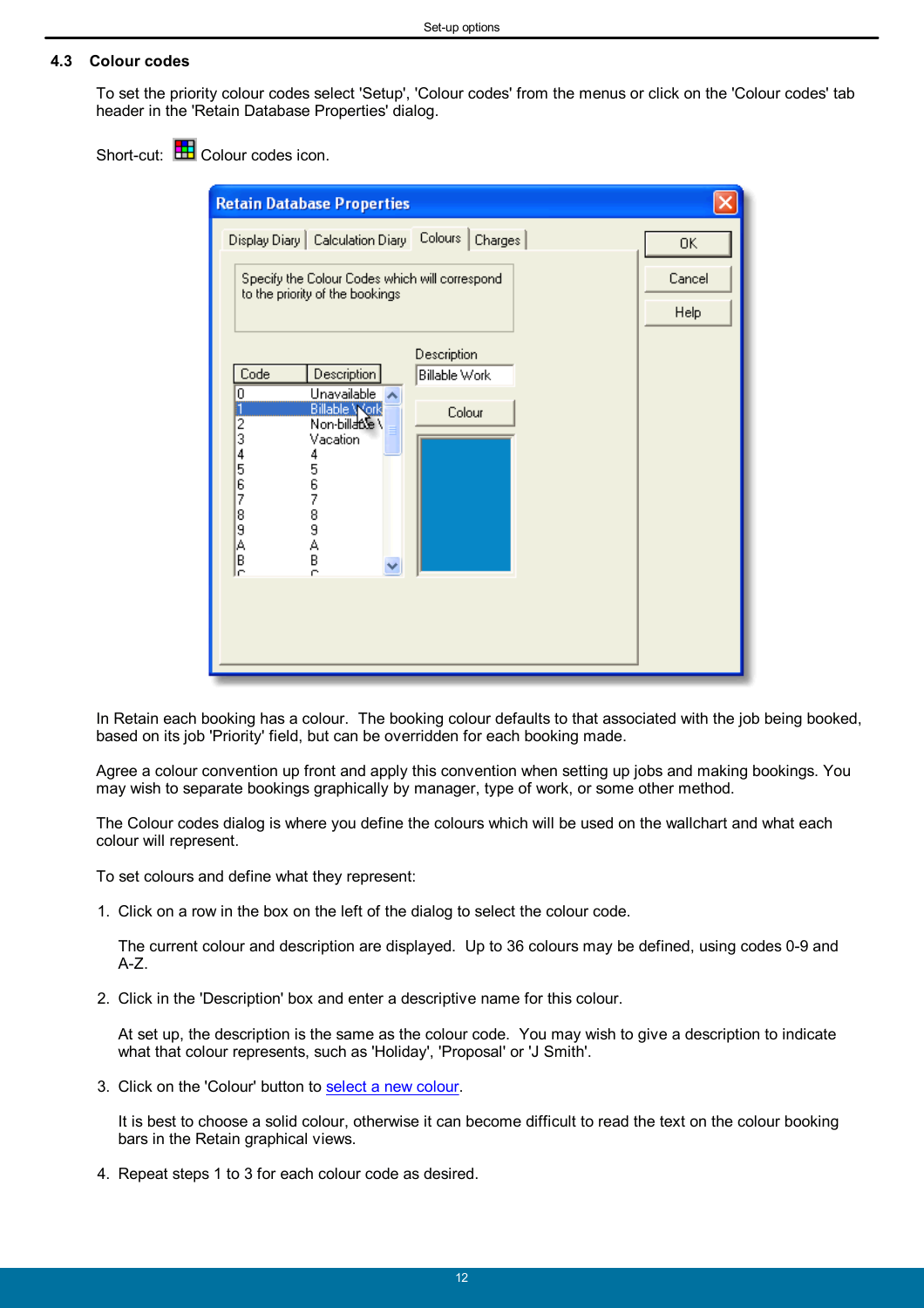## 4.3 Colour codes

To set the priority colour codes select 'Setup', 'Colour codes' from the menus or click on the 'Colour codes' tab header in the 'Retain Database Properties' dialog.

Short-cut: Colour codes icon.

In Retain each booking has a colour. The booking colour defaults to that associated with the job being booked, based on its job 'Priority' field, but can be overridden for each booking made.

Agree a colour convention up front and apply this convention when setting up jobs and making bookings. You may wish to separate bookings graphically by manager, type of work, or some other method.

The Colour codes dialog is where you define the colours which will be used on the wallchart and what each colour will represent.

To set colours and define what they represent:

1. Click on a row in the box on the left of the dialog to select the colour code.

   The current colour and description are displayed. Up to 36 colours may be defined, using codes 0-9 and A-Z.

2. Click in the 'Description' box and enter a descriptive name for this colour.

   At set up, the description is the same as the colour code. You may wish to give a description to indicate what that colour represents, such as 'Holiday', 'Proposal' or 'J Smith'.

3. Click on the 'Colour' button to select a new colour.

   It is best to choose a solid colour, otherwise it can become difficult to read the text on the colour booking bars in the Retain graphical views.

4. Repeat steps 1 to 3 for each colour code as desired.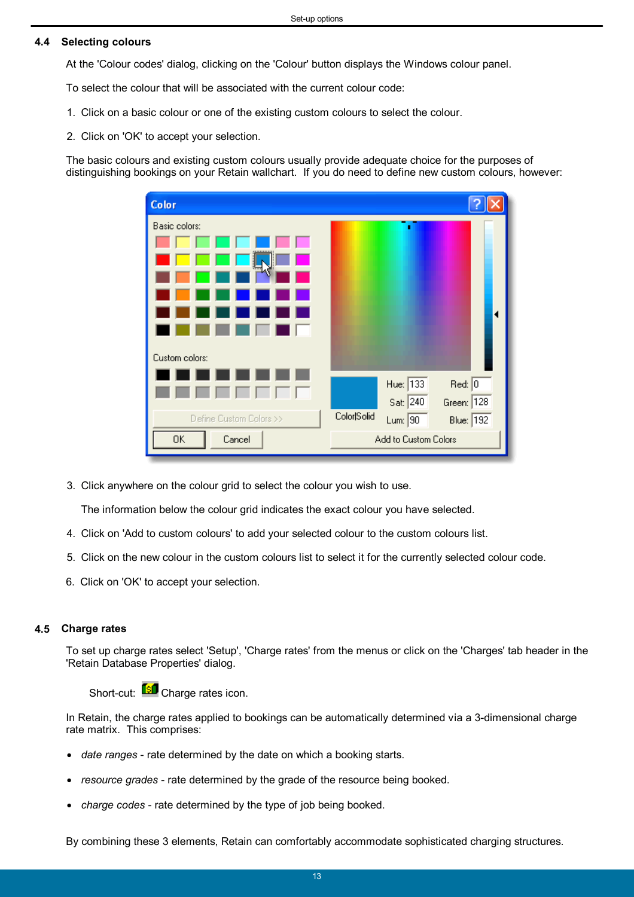## 4.4 Selecting colours

At the 'Colour codes' dialog, clicking on the 'Colour' button displays the Windows colour panel.

To select the colour that will be associated with the current colour code:

1. Click on a basic colour or one of the existing custom colours to select the colour.
2. Click on 'OK' to accept your selection.

The basic colours and existing custom colours usually provide adequate choice for the purposes of distinguishing bookings on your Retain wallchart.  If you do need to define new custom colours, however:

3. Click anywhere on the colour grid to select the colour you wish to use.

   The information below the colour grid indicates the exact colour you have selected.

4. Click on 'Add to custom colours' to add your selected colour to the custom colours list.
5. Click on the new colour in the custom colours list to select it for the currently selected colour code.
6. Click on 'OK' to accept your selection.

## 4.5 Charge rates

To set up charge rates select 'Setup', 'Charge rates' from the menus or click on the 'Charges' tab header in the 'Retain Database Properties' dialog.

Short-cut: Charge rates icon.

In Retain, the charge rates applied to bookings can be automatically determined via a 3-dimensional charge rate matrix.  This comprises:

- *date ranges* - rate determined by the date on which a booking starts.
- *resource grades* - rate determined by the grade of the resource being booked.
- *charge codes* - rate determined by the type of job being booked.

By combining these 3 elements, Retain can comfortably accommodate sophisticated charging structures.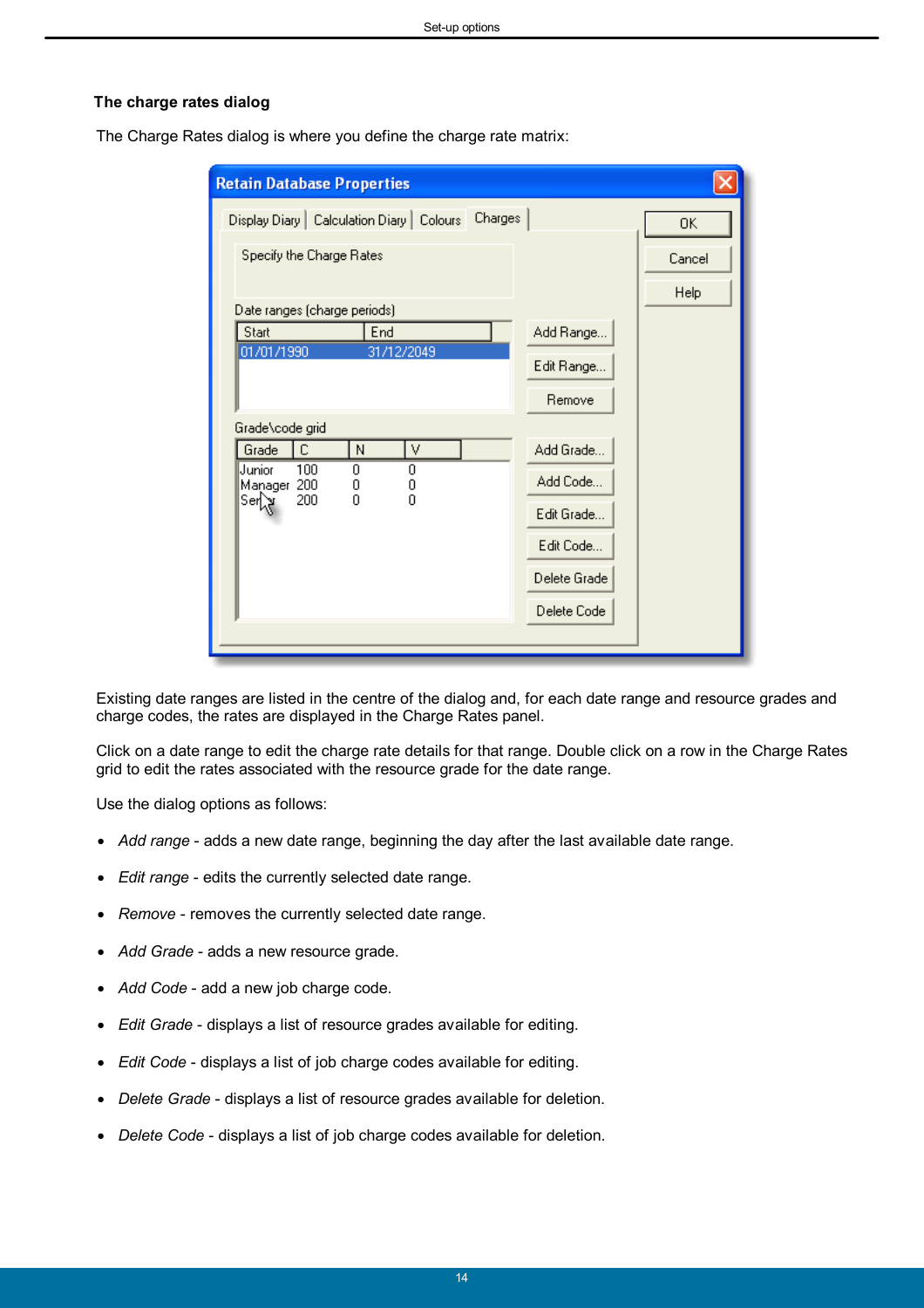### The charge rates dialog

The Charge Rates dialog is where you define the charge rate matrix:

Existing date ranges are listed in the centre of the dialog and, for each date range and resource grades and charge codes, the rates are displayed in the Charge Rates panel.

Click on a date range to edit the charge rate details for that range. Double click on a row in the Charge Rates grid to edit the rates associated with the resource grade for the date range.

Use the dialog options as follows:

- *Add range* - adds a new date range, beginning the day after the last available date range.
- *Edit range* - edits the currently selected date range.
- *Remove* - removes the currently selected date range.
- *Add Grade* - adds a new resource grade.
- *Add Code* - add a new job charge code.
- *Edit Grade* - displays a list of resource grades available for editing.
- *Edit Code* - displays a list of job charge codes available for editing.
- *Delete Grade* - displays a list of resource grades available for deletion.
- *Delete Code* - displays a list of job charge codes available for deletion.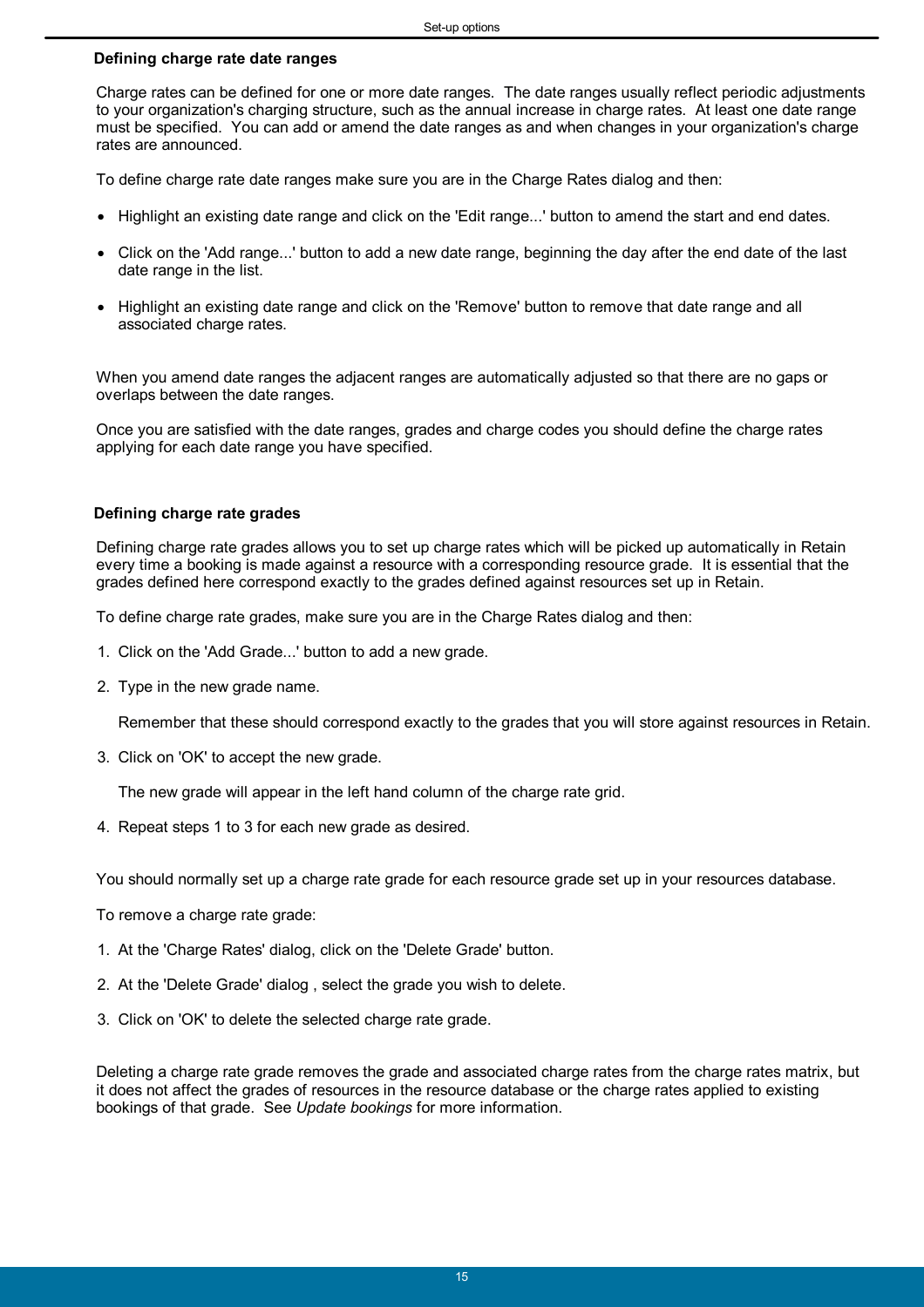### Defining charge rate date ranges

Charge rates can be defined for one or more date ranges. The date ranges usually reflect periodic adjustments to your organization's charging structure, such as the annual increase in charge rates. At least one date range must be specified. You can add or amend the date ranges as and when changes in your organization's charge rates are announced.

To define charge rate date ranges make sure you are in the Charge Rates dialog and then:

- Highlight an existing date range and click on the 'Edit range...' button to amend the start and end dates.
- Click on the 'Add range...' button to add a new date range, beginning the day after the end date of the last date range in the list.
- Highlight an existing date range and click on the 'Remove' button to remove that date range and all associated charge rates.

When you amend date ranges the adjacent ranges are automatically adjusted so that there are no gaps or overlaps between the date ranges.

Once you are satisfied with the date ranges, grades and charge codes you should define the charge rates applying for each date range you have specified.

### Defining charge rate grades

Defining charge rate grades allows you to set up charge rates which will be picked up automatically in Retain every time a booking is made against a resource with a corresponding resource grade. It is essential that the grades defined here correspond exactly to the grades defined against resources set up in Retain.

To define charge rate grades, make sure you are in the Charge Rates dialog and then:

1. Click on the 'Add Grade...' button to add a new grade.
2. Type in the new grade name.

   Remember that these should correspond exactly to the grades that you will store against resources in Retain.
3. Click on 'OK' to accept the new grade.

   The new grade will appear in the left hand column of the charge rate grid.
4. Repeat steps 1 to 3 for each new grade as desired.

You should normally set up a charge rate grade for each resource grade set up in your resources database.

To remove a charge rate grade:

1. At the 'Charge Rates' dialog, click on the 'Delete Grade' button.
2. At the 'Delete Grade' dialog , select the grade you wish to delete.
3. Click on 'OK' to delete the selected charge rate grade.

Deleting a charge rate grade removes the grade and associated charge rates from the charge rates matrix, but it does not affect the grades of resources in the resource database or the charge rates applied to existing bookings of that grade. See *Update bookings* for more information.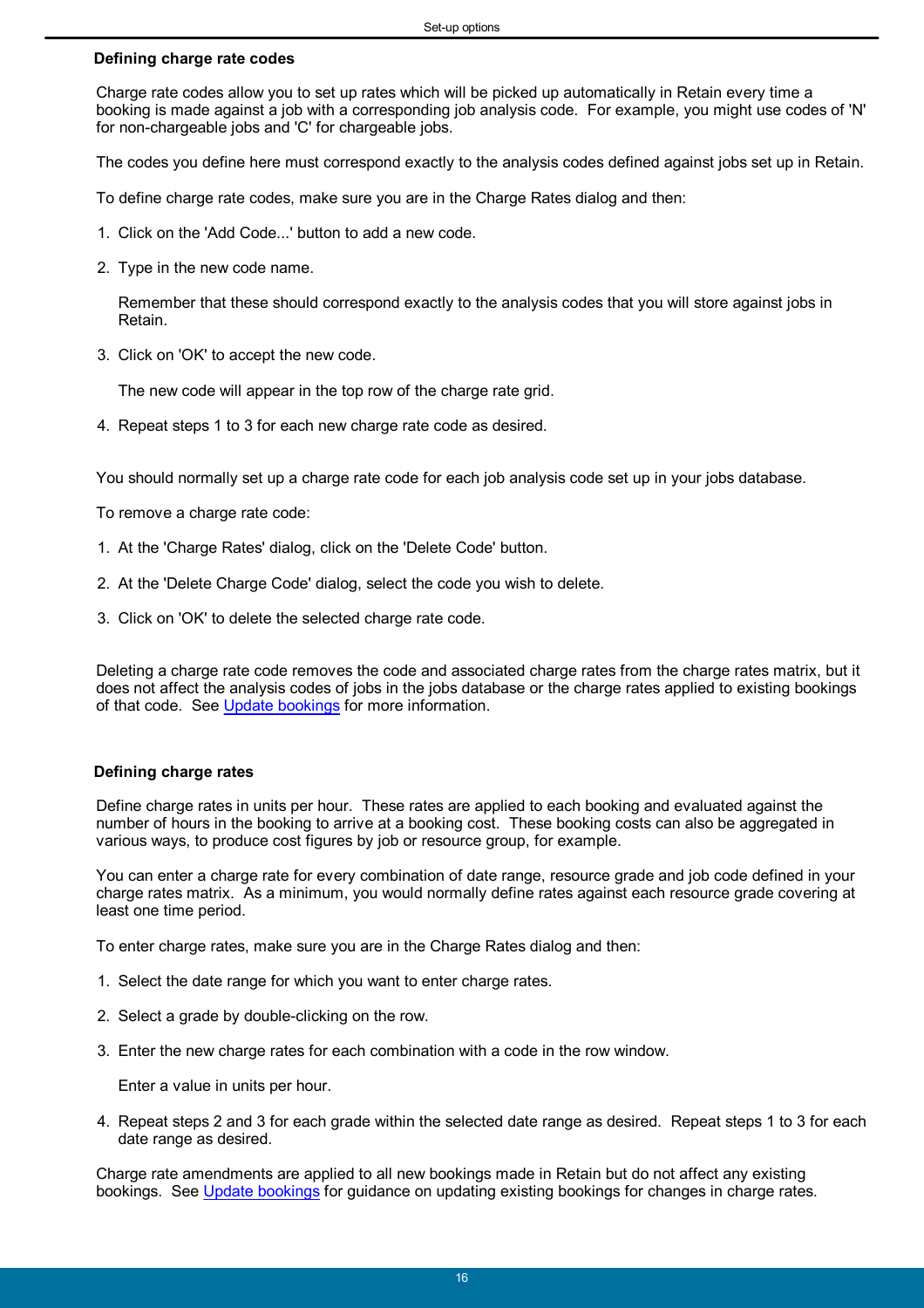### Defining charge rate codes

Charge rate codes allow you to set up rates which will be picked up automatically in Retain every time a booking is made against a job with a corresponding job analysis code. For example, you might use codes of 'N' for non-chargeable jobs and 'C' for chargeable jobs.

The codes you define here must correspond exactly to the analysis codes defined against jobs set up in Retain.

To define charge rate codes, make sure you are in the Charge Rates dialog and then:

1. Click on the 'Add Code...' button to add a new code.
2. Type in the new code name.

   Remember that these should correspond exactly to the analysis codes that you will store against jobs in Retain.
3. Click on 'OK' to accept the new code.

   The new code will appear in the top row of the charge rate grid.
4. Repeat steps 1 to 3 for each new charge rate code as desired.

You should normally set up a charge rate code for each job analysis code set up in your jobs database.

To remove a charge rate code:

1. At the 'Charge Rates' dialog, click on the 'Delete Code' button.
2. At the 'Delete Charge Code' dialog, select the code you wish to delete.
3. Click on 'OK' to delete the selected charge rate code.

Deleting a charge rate code removes the code and associated charge rates from the charge rates matrix, but it does not affect the analysis codes of jobs in the jobs database or the charge rates applied to existing bookings of that code. See Update bookings for more information.

### Defining charge rates

Define charge rates in units per hour. These rates are applied to each booking and evaluated against the number of hours in the booking to arrive at a booking cost. These booking costs can also be aggregated in various ways, to produce cost figures by job or resource group, for example.

You can enter a charge rate for every combination of date range, resource grade and job code defined in your charge rates matrix. As a minimum, you would normally define rates against each resource grade covering at least one time period.

To enter charge rates, make sure you are in the Charge Rates dialog and then:

1. Select the date range for which you want to enter charge rates.
2. Select a grade by double-clicking on the row.
3. Enter the new charge rates for each combination with a code in the row window.

   Enter a value in units per hour.
4. Repeat steps 2 and 3 for each grade within the selected date range as desired. Repeat steps 1 to 3 for each date range as desired.

Charge rate amendments are applied to all new bookings made in Retain but do not affect any existing bookings. See Update bookings for guidance on updating existing bookings for changes in charge rates.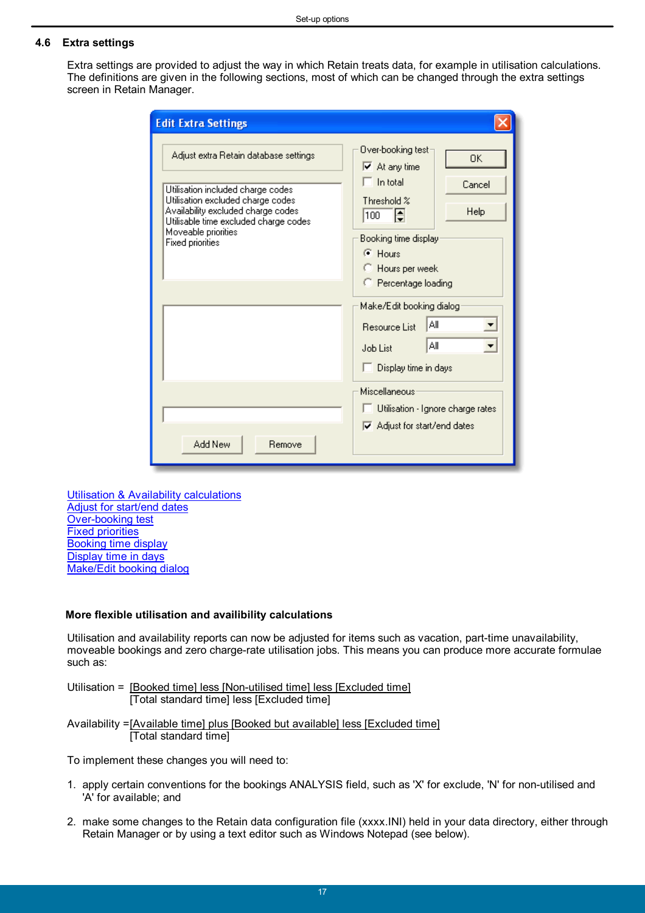## 4.6 Extra settings

Extra settings are provided to adjust the way in which Retain treats data, for example in utilisation calculations. The definitions are given in the following sections, most of which can be changed through the extra settings screen in Retain Manager.

Utilisation & Availability calculations
Adjust for start/end dates
Over-booking test
Fixed priorities
Booking time display
Display time in days
Make/Edit booking dialog

**More flexible utilisation and availibility calculations**

Utilisation and availability reports can now be adjusted for items such as vacation, part-time unavailability, moveable bookings and zero charge-rate utilisation jobs. This means you can produce more accurate formulae such as:

Utilisation = [Booked time] less [Non-utilised time] less [Excluded time]
[Total standard time] less [Excluded time]

Availability =[Available time] plus [Booked but available] less [Excluded time]
[Total standard time]

To implement these changes you will need to:

1. apply certain conventions for the bookings ANALYSIS field, such as 'X' for exclude, 'N' for non-utilised and 'A' for available; and

2. make some changes to the Retain data configuration file (xxxx.INI) held in your data directory, either through Retain Manager or by using a text editor such as Windows Notepad (see below).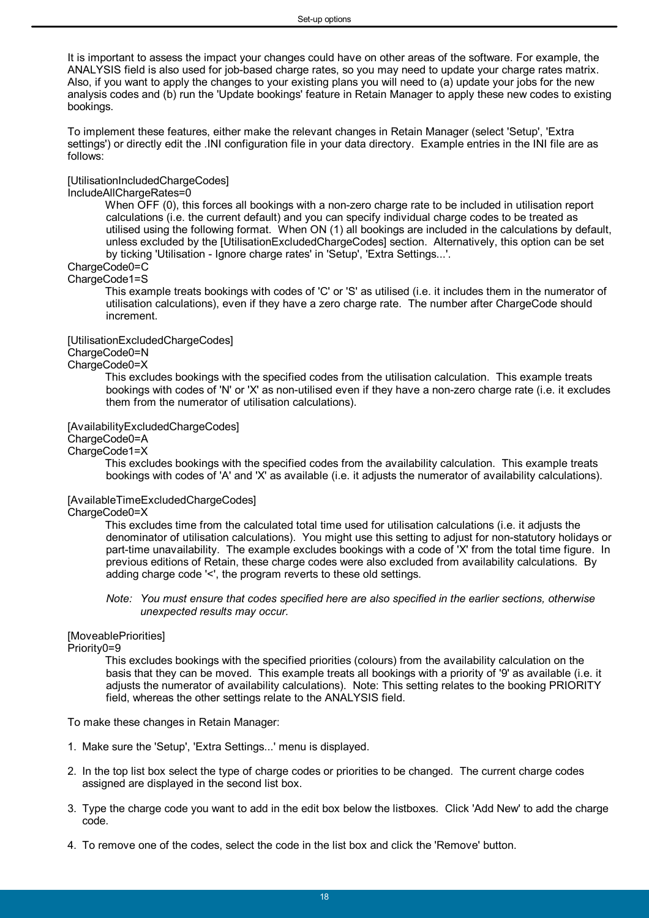It is important to assess the impact your changes could have on other areas of the software. For example, the ANALYSIS field is also used for job-based charge rates, so you may need to update your charge rates matrix. Also, if you want to apply the changes to your existing plans you will need to (a) update your jobs for the new analysis codes and (b) run the 'Update bookings' feature in Retain Manager to apply these new codes to existing bookings.

To implement these features, either make the relevant changes in Retain Manager (select 'Setup', 'Extra settings') or directly edit the .INI configuration file in your data directory. Example entries in the INI file are as follows:

[UtilisationIncludedChargeCodes]
IncludeAllChargeRates=0

> When OFF (0), this forces all bookings with a non-zero charge rate to be included in utilisation report calculations (i.e. the current default) and you can specify individual charge codes to be treated as utilised using the following format. When ON (1) all bookings are included in the calculations by default, unless excluded by the [UtilisationExcludedChargeCodes] section. Alternatively, this option can be set by ticking 'Utilisation - Ignore charge rates' in 'Setup', 'Extra Settings...'.

ChargeCode0=C
ChargeCode1=S

> This example treats bookings with codes of 'C' or 'S' as utilised (i.e. it includes them in the numerator of utilisation calculations), even if they have a zero charge rate. The number after ChargeCode should increment.

[UtilisationExcludedChargeCodes]
ChargeCode0=N
ChargeCode0=X

> This excludes bookings with the specified codes from the utilisation calculation. This example treats bookings with codes of 'N' or 'X' as non-utilised even if they have a non-zero charge rate (i.e. it excludes them from the numerator of utilisation calculations).

[AvailabilityExcludedChargeCodes]
ChargeCode0=A
ChargeCode1=X

> This excludes bookings with the specified codes from the availability calculation. This example treats bookings with codes of 'A' and 'X' as available (i.e. it adjusts the numerator of availability calculations).

[AvailableTimeExcludedChargeCodes]
ChargeCode0=X

> This excludes time from the calculated total time used for utilisation calculations (i.e. it adjusts the denominator of utilisation calculations). You might use this setting to adjust for non-statutory holidays or part-time unavailability. The example excludes bookings with a code of 'X' from the total time figure. In previous editions of Retain, these charge codes were also excluded from availability calculations. By adding charge code '<', the program reverts to these old settings.
>
> *Note: You must ensure that codes specified here are also specified in the earlier sections, otherwise unexpected results may occur.*

[MoveablePriorities]
Priority0=9

> This excludes bookings with the specified priorities (colours) from the availability calculation on the basis that they can be moved. This example treats all bookings with a priority of '9' as available (i.e. it adjusts the numerator of availability calculations). Note: This setting relates to the booking PRIORITY field, whereas the other settings relate to the ANALYSIS field.

To make these changes in Retain Manager:

1. Make sure the 'Setup', 'Extra Settings...' menu is displayed.
2. In the top list box select the type of charge codes or priorities to be changed. The current charge codes assigned are displayed in the second list box.
3. Type the charge code you want to add in the edit box below the listboxes. Click 'Add New' to add the charge code.
4. To remove one of the codes, select the code in the list box and click the 'Remove' button.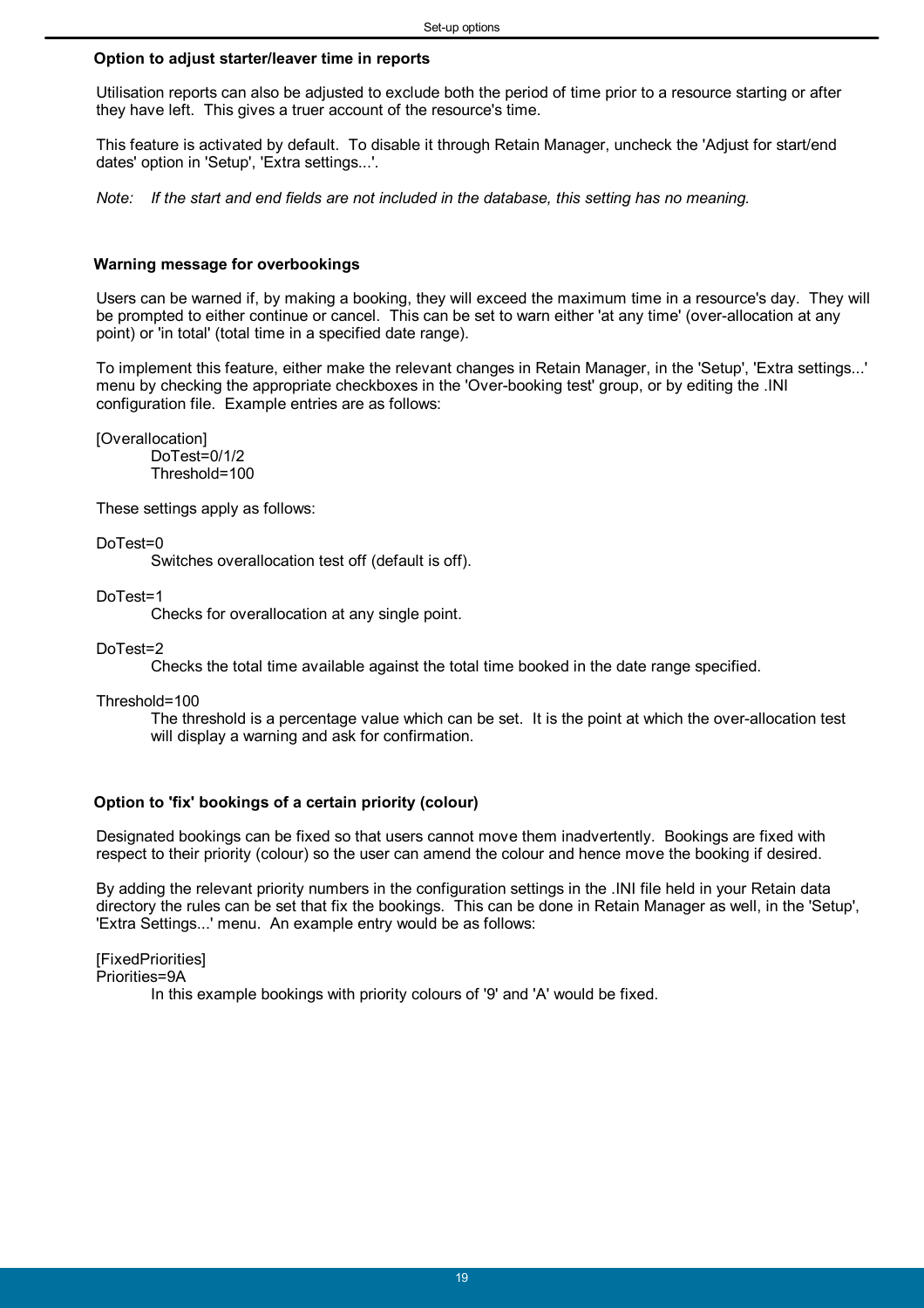### Option to adjust starter/leaver time in reports

Utilisation reports can also be adjusted to exclude both the period of time prior to a resource starting or after they have left. This gives a truer account of the resource's time.

This feature is activated by default. To disable it through Retain Manager, uncheck the 'Adjust for start/end dates' option in 'Setup', 'Extra settings...'.

*Note: If the start and end fields are not included in the database, this setting has no meaning.*

### Warning message for overbookings

Users can be warned if, by making a booking, they will exceed the maximum time in a resource's day. They will be prompted to either continue or cancel. This can be set to warn either 'at any time' (over-allocation at any point) or 'in total' (total time in a specified date range).

To implement this feature, either make the relevant changes in Retain Manager, in the 'Setup', 'Extra settings...' menu by checking the appropriate checkboxes in the 'Over-booking test' group, or by editing the .INI configuration file. Example entries are as follows:

```
[Overallocation]
    DoTest=0/1/2
    Threshold=100
```

These settings apply as follows:

DoTest=0
: Switches overallocation test off (default is off).

DoTest=1
: Checks for overallocation at any single point.

DoTest=2
: Checks the total time available against the total time booked in the date range specified.

Threshold=100
: The threshold is a percentage value which can be set. It is the point at which the over-allocation test will display a warning and ask for confirmation.

### Option to 'fix' bookings of a certain priority (colour)

Designated bookings can be fixed so that users cannot move them inadvertently. Bookings are fixed with respect to their priority (colour) so the user can amend the colour and hence move the booking if desired.

By adding the relevant priority numbers in the configuration settings in the .INI file held in your Retain data directory the rules can be set that fix the bookings. This can be done in Retain Manager as well, in the 'Setup', 'Extra Settings...' menu. An example entry would be as follows:

```
[FixedPriorities]
Priorities=9A
```

In this example bookings with priority colours of '9' and 'A' would be fixed.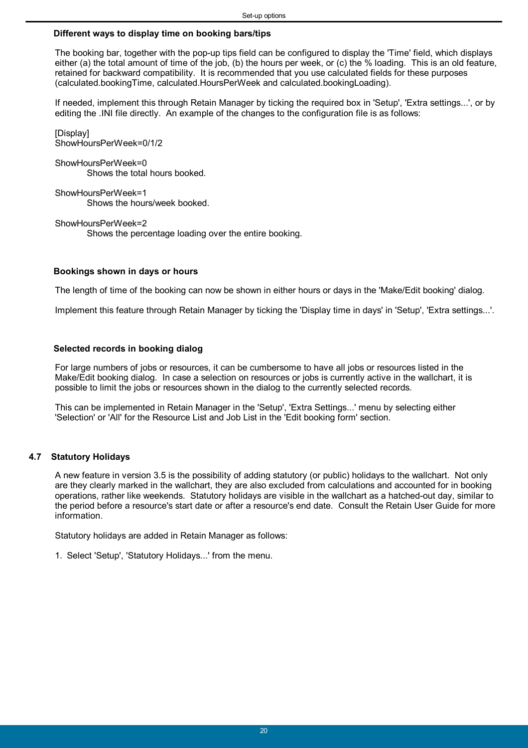### Different ways to display time on booking bars/tips

The booking bar, together with the pop-up tips field can be configured to display the 'Time' field, which displays either (a) the total amount of time of the job, (b) the hours per week, or (c) the % loading. This is an old feature, retained for backward compatibility. It is recommended that you use calculated fields for these purposes (calculated.bookingTime, calculated.HoursPerWeek and calculated.bookingLoading).

If needed, implement this through Retain Manager by ticking the required box in 'Setup', 'Extra settings...', or by editing the .INI file directly. An example of the changes to the configuration file is as follows:

```
[Display]
ShowHoursPerWeek=0/1/2
```

ShowHoursPerWeek=0
 Shows the total hours booked.

ShowHoursPerWeek=1
 Shows the hours/week booked.

ShowHoursPerWeek=2
 Shows the percentage loading over the entire booking.

### Bookings shown in days or hours

The length of time of the booking can now be shown in either hours or days in the 'Make/Edit booking' dialog.

Implement this feature through Retain Manager by ticking the 'Display time in days' in 'Setup', 'Extra settings...'.

### Selected records in booking dialog

For large numbers of jobs or resources, it can be cumbersome to have all jobs or resources listed in the Make/Edit booking dialog. In case a selection on resources or jobs is currently active in the wallchart, it is possible to limit the jobs or resources shown in the dialog to the currently selected records.

This can be implemented in Retain Manager in the 'Setup', 'Extra Settings...' menu by selecting either 'Selection' or 'All' for the Resource List and Job List in the 'Edit booking form' section.

## 4.7 Statutory Holidays

A new feature in version 3.5 is the possibility of adding statutory (or public) holidays to the wallchart. Not only are they clearly marked in the wallchart, they are also excluded from calculations and accounted for in booking operations, rather like weekends. Statutory holidays are visible in the wallchart as a hatched-out day, similar to the period before a resource's start date or after a resource's end date. Consult the Retain User Guide for more information.

Statutory holidays are added in Retain Manager as follows:

1. Select 'Setup', 'Statutory Holidays...' from the menu.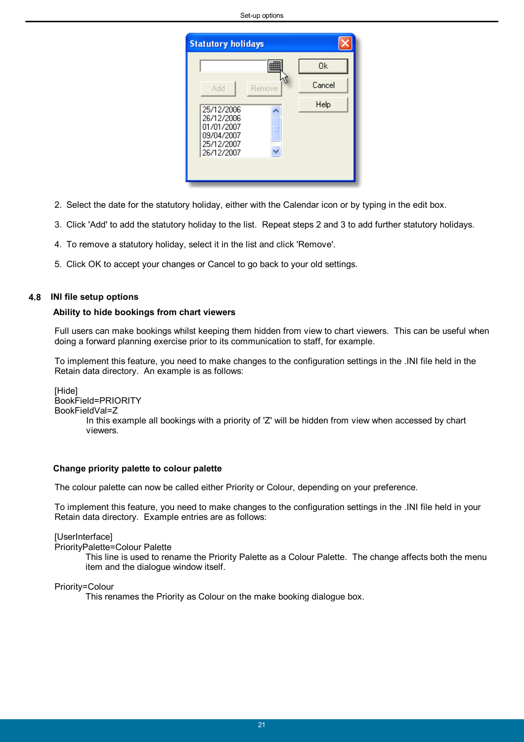2. Select the date for the statutory holiday, either with the Calendar icon or by typing in the edit box.

3. Click 'Add' to add the statutory holiday to the list. Repeat steps 2 and 3 to add further statutory holidays.

4. To remove a statutory holiday, select it in the list and click 'Remove'.

5. Click OK to accept your changes or Cancel to go back to your old settings.

## 4.8 INI file setup options

### Ability to hide bookings from chart viewers

Full users can make bookings whilst keeping them hidden from view to chart viewers. This can be useful when doing a forward planning exercise prior to its communication to staff, for example.

To implement this feature, you need to make changes to the configuration settings in the .INI file held in the Retain data directory. An example is as follows:

[Hide]
BookField=PRIORITY
BookFieldVal=Z

In this example all bookings with a priority of 'Z' will be hidden from view when accessed by chart viewers.

### Change priority palette to colour palette

The colour palette can now be called either Priority or Colour, depending on your preference.

To implement this feature, you need to make changes to the configuration settings in the .INI file held in your Retain data directory. Example entries are as follows:

[UserInterface]
PriorityPalette=Colour Palette

This line is used to rename the Priority Palette as a Colour Palette. The change affects both the menu item and the dialogue window itself.

Priority=Colour

This renames the Priority as Colour on the make booking dialogue box.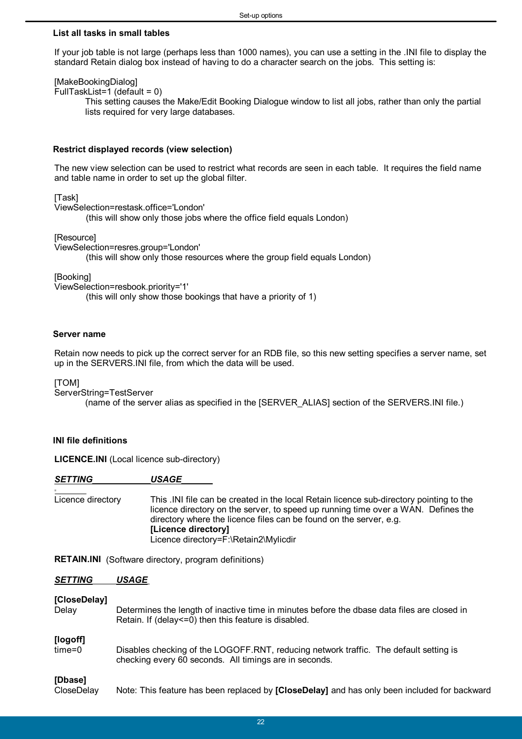### List all tasks in small tables

If your job table is not large (perhaps less than 1000 names), you can use a setting in the .INI file to display the standard Retain dialog box instead of having to do a character search on the jobs. This setting is:

[MakeBookingDialog]
FullTaskList=1 (default = 0)

This setting causes the Make/Edit Booking Dialogue window to list all jobs, rather than only the partial lists required for very large databases.

### Restrict displayed records (view selection)

The new view selection can be used to restrict what records are seen in each table. It requires the field name and table name in order to set up the global filter.

[Task]
ViewSelection=restask.office='London'

(this will show only those jobs where the office field equals London)

[Resource]
ViewSelection=resres.group='London'

(this will show only those resources where the group field equals London)

[Booking]
ViewSelection=resbook.priority='1'

(this will only show those bookings that have a priority of 1)

### Server name

Retain now needs to pick up the correct server for an RDB file, so this new setting specifies a server name, set up in the SERVERS.INI file, from which the data will be used.

[TOM]
ServerString=TestServer

(name of the server alias as specified in the [SERVER_ALIAS] section of the SERVERS.INI file.)

### INI file definitions

**LICENCE.INI** (Local licence sub-directory)

| ***SETTING*** | ***USAGE*** |
|---|---|
| Licence directory | This .INI file can be created in the local Retain licence sub-directory pointing to the licence directory on the server, to speed up running time over a WAN. Defines the directory where the licence files can be found on the server, e.g.<br>**[Licence directory]**<br>Licence directory=F:\Retain2\Mylicdir |

**RETAIN.INI** (Software directory, program definitions)

| ***SETTING*** | ***USAGE*** |
|---|---|
| **[CloseDelay]**<br>Delay | Determines the length of inactive time in minutes before the dbase data files are closed in Retain. If (delay<=0) then this feature is disabled. |
| **[logoff]**<br>time=0 | Disables checking of the LOGOFF.RNT, reducing network traffic. The default setting is checking every 60 seconds. All timings are in seconds. |
| **[Dbase]**<br>CloseDelay | Note: This feature has been replaced by **[CloseDelay]** and has only been included for backward |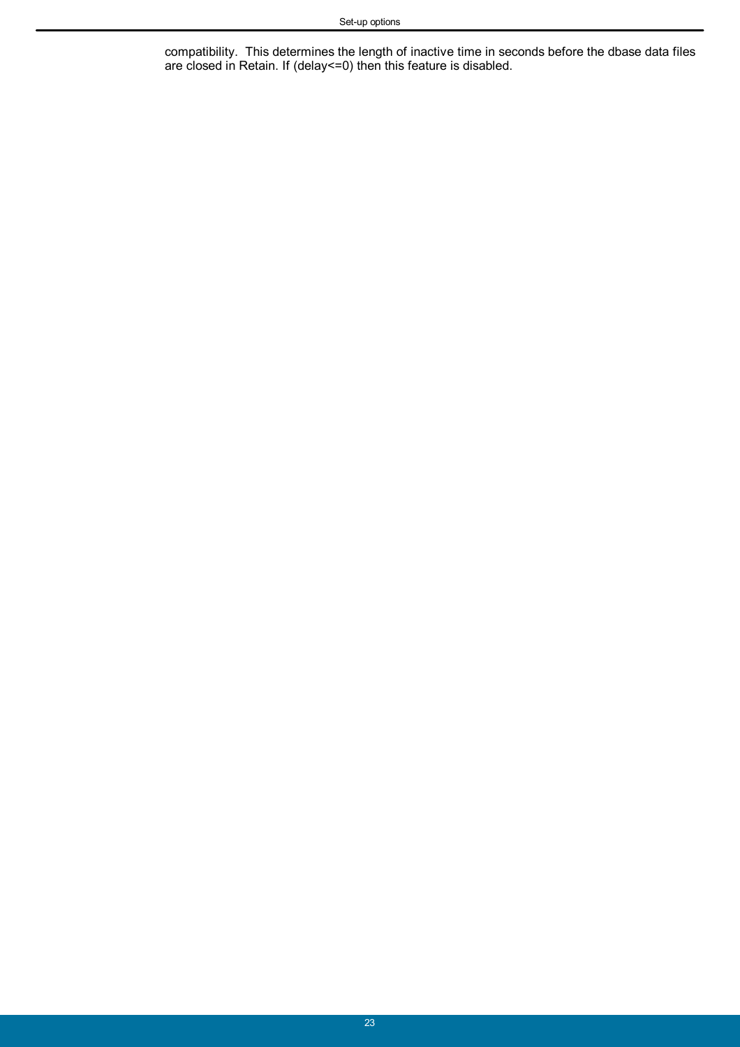compatibility.  This determines the length of inactive time in seconds before the dbase data files are closed in Retain. If (delay<=0) then this feature is disabled.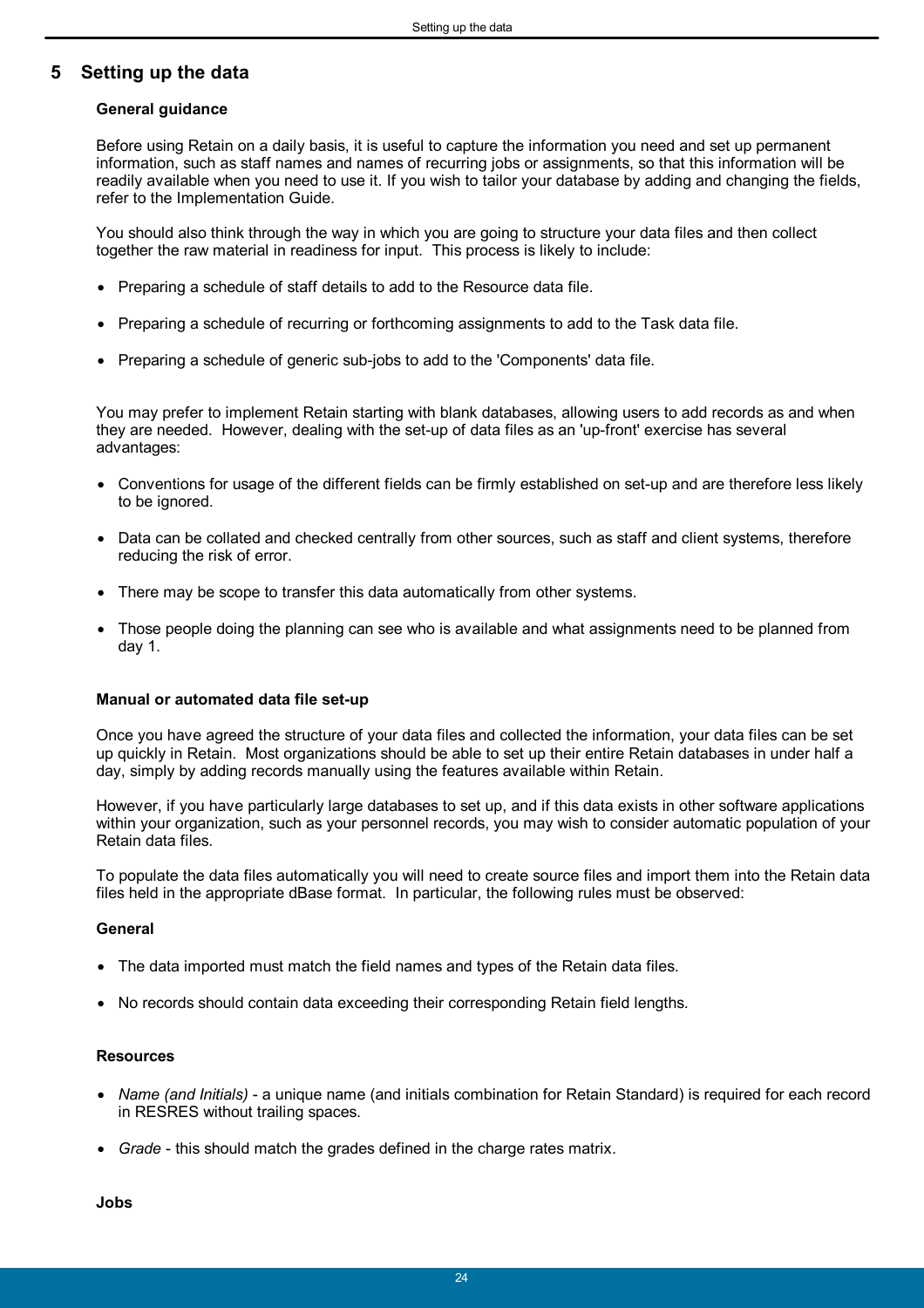# 5 Setting up the data

**General guidance**

Before using Retain on a daily basis, it is useful to capture the information you need and set up permanent information, such as staff names and names of recurring jobs or assignments, so that this information will be readily available when you need to use it. If you wish to tailor your database by adding and changing the fields, refer to the Implementation Guide.

You should also think through the way in which you are going to structure your data files and then collect together the raw material in readiness for input. This process is likely to include:

- Preparing a schedule of staff details to add to the Resource data file.
- Preparing a schedule of recurring or forthcoming assignments to add to the Task data file.
- Preparing a schedule of generic sub-jobs to add to the 'Components' data file.

You may prefer to implement Retain starting with blank databases, allowing users to add records as and when they are needed. However, dealing with the set-up of data files as an 'up-front' exercise has several advantages:

- Conventions for usage of the different fields can be firmly established on set-up and are therefore less likely to be ignored.
- Data can be collated and checked centrally from other sources, such as staff and client systems, therefore reducing the risk of error.
- There may be scope to transfer this data automatically from other systems.
- Those people doing the planning can see who is available and what assignments need to be planned from day 1.

**Manual or automated data file set-up**

Once you have agreed the structure of your data files and collected the information, your data files can be set up quickly in Retain. Most organizations should be able to set up their entire Retain databases in under half a day, simply by adding records manually using the features available within Retain.

However, if you have particularly large databases to set up, and if this data exists in other software applications within your organization, such as your personnel records, you may wish to consider automatic population of your Retain data files.

To populate the data files automatically you will need to create source files and import them into the Retain data files held in the appropriate dBase format. In particular, the following rules must be observed:

**General**

- The data imported must match the field names and types of the Retain data files.
- No records should contain data exceeding their corresponding Retain field lengths.

**Resources**

- *Name (and Initials)* - a unique name (and initials combination for Retain Standard) is required for each record in RESRES without trailing spaces.
- *Grade* - this should match the grades defined in the charge rates matrix.

**Jobs**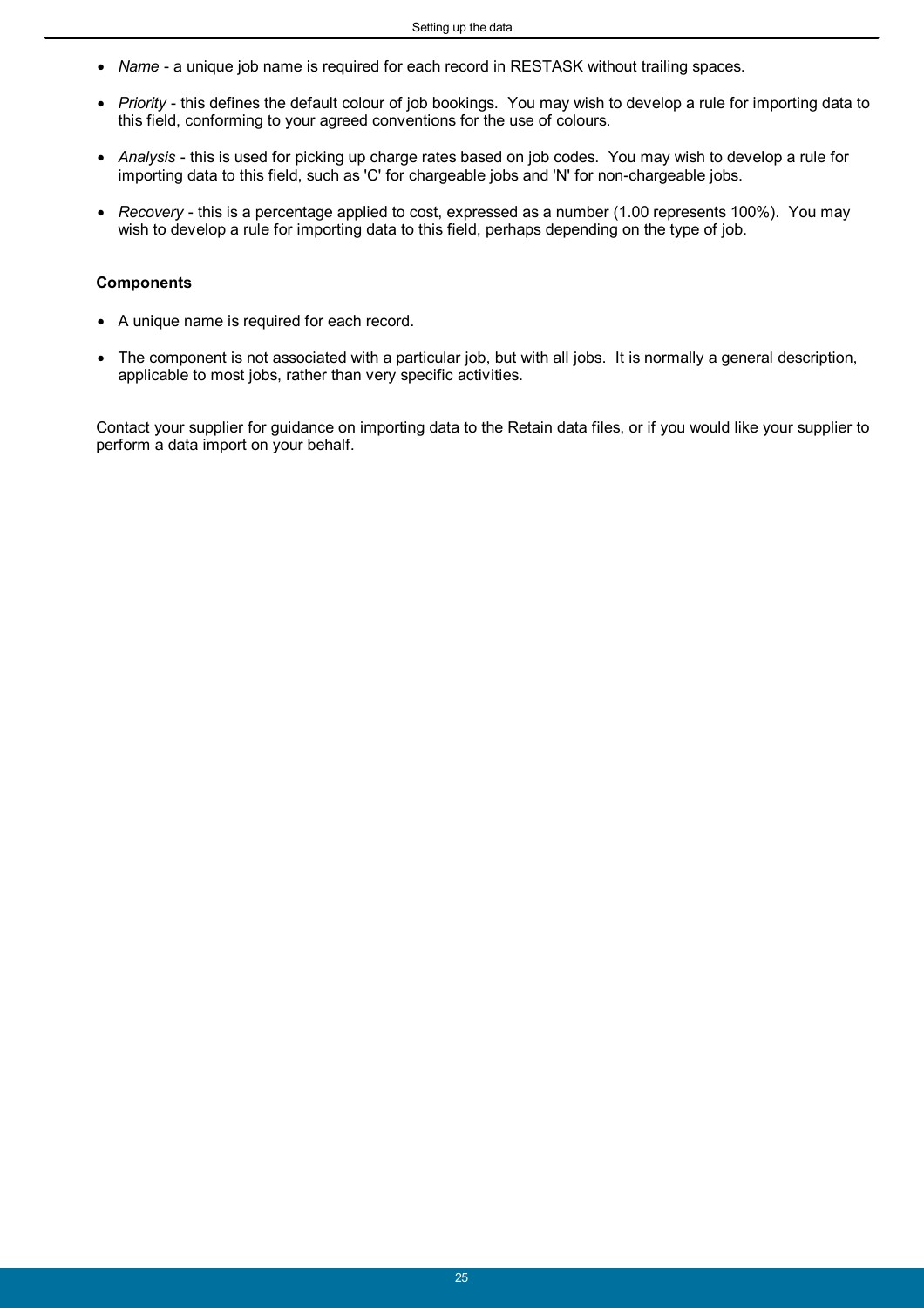- *Name* - a unique job name is required for each record in RESTASK without trailing spaces.
- *Priority* - this defines the default colour of job bookings. You may wish to develop a rule for importing data to this field, conforming to your agreed conventions for the use of colours.
- *Analysis* - this is used for picking up charge rates based on job codes. You may wish to develop a rule for importing data to this field, such as 'C' for chargeable jobs and 'N' for non-chargeable jobs.
- *Recovery* - this is a percentage applied to cost, expressed as a number (1.00 represents 100%). You may wish to develop a rule for importing data to this field, perhaps depending on the type of job.

**Components**

- A unique name is required for each record.
- The component is not associated with a particular job, but with all jobs. It is normally a general description, applicable to most jobs, rather than very specific activities.

Contact your supplier for guidance on importing data to the Retain data files, or if you would like your supplier to perform a data import on your behalf.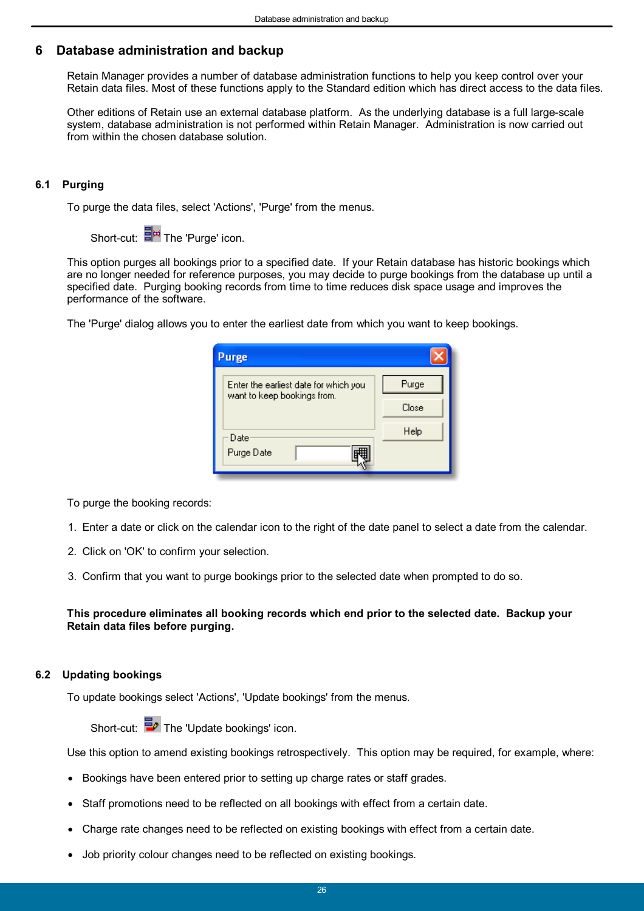# 6 Database administration and backup

Retain Manager provides a number of database administration functions to help you keep control over your Retain data files. Most of these functions apply to the Standard edition which has direct access to the data files.

Other editions of Retain use an external database platform. As the underlying database is a full large-scale system, database administration is not performed within Retain Manager. Administration is now carried out from within the chosen database solution.

## 6.1 Purging

To purge the data files, select 'Actions', 'Purge' from the menus.

Short-cut: The 'Purge' icon.

This option purges all bookings prior to a specified date. If your Retain database has historic bookings which are no longer needed for reference purposes, you may decide to purge bookings from the database up until a specified date. Purging booking records from time to time reduces disk space usage and improves the performance of the software.

The 'Purge' dialog allows you to enter the earliest date from which you want to keep bookings.

To purge the booking records:

1. Enter a date or click on the calendar icon to the right of the date panel to select a date from the calendar.
2. Click on 'OK' to confirm your selection.
3. Confirm that you want to purge bookings prior to the selected date when prompted to do so.

**This procedure eliminates all booking records which end prior to the selected date. Backup your Retain data files before purging.**

## 6.2 Updating bookings

To update bookings select 'Actions', 'Update bookings' from the menus.

Short-cut: The 'Update bookings' icon.

Use this option to amend existing bookings retrospectively. This option may be required, for example, where:

- Bookings have been entered prior to setting up charge rates or staff grades.
- Staff promotions need to be reflected on all bookings with effect from a certain date.
- Charge rate changes need to be reflected on existing bookings with effect from a certain date.
- Job priority colour changes need to be reflected on existing bookings.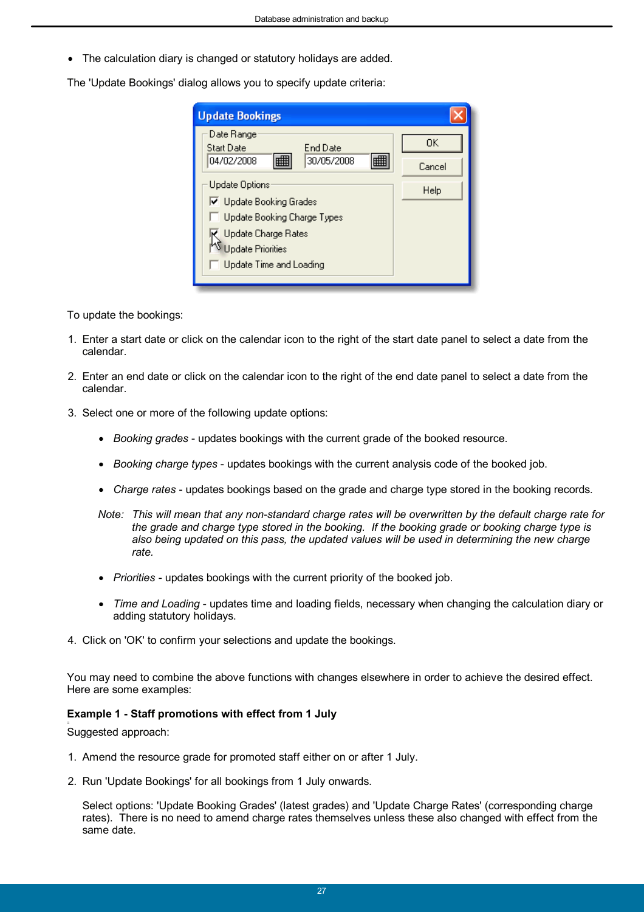- The calculation diary is changed or statutory holidays are added.

The 'Update Bookings' dialog allows you to specify update criteria:

To update the bookings:

1. Enter a start date or click on the calendar icon to the right of the start date panel to select a date from the calendar.

2. Enter an end date or click on the calendar icon to the right of the end date panel to select a date from the calendar.

3. Select one or more of the following update options:

   - *Booking grades* - updates bookings with the current grade of the booked resource.

   - *Booking charge types* - updates bookings with the current analysis code of the booked job.

   - *Charge rates* - updates bookings based on the grade and charge type stored in the booking records.

   Note: *This will mean that any non-standard charge rates will be overwritten by the default charge rate for the grade and charge type stored in the booking. If the booking grade or booking charge type is also being updated on this pass, the updated values will be used in determining the new charge rate.*

   - *Priorities* - updates bookings with the current priority of the booked job.

   - *Time and Loading* - updates time and loading fields, necessary when changing the calculation diary or adding statutory holidays.

4. Click on 'OK' to confirm your selections and update the bookings.

You may need to combine the above functions with changes elsewhere in order to achieve the desired effect. Here are some examples:

**Example 1 - Staff promotions with effect from 1 July**

Suggested approach:

1. Amend the resource grade for promoted staff either on or after 1 July.

2. Run 'Update Bookings' for all bookings from 1 July onwards.

   Select options: 'Update Booking Grades' (latest grades) and 'Update Charge Rates' (corresponding charge rates). There is no need to amend charge rates themselves unless these also changed with effect from the same date.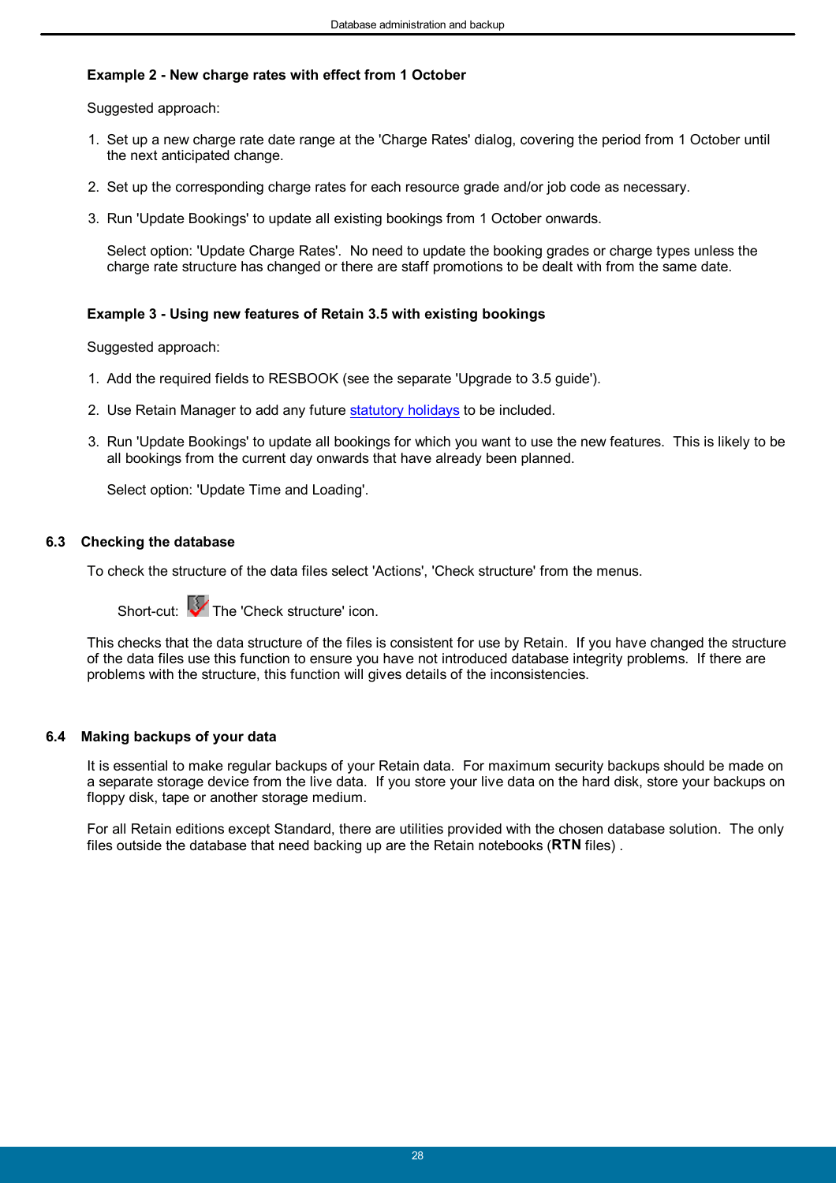**Example 2 - New charge rates with effect from 1 October**

Suggested approach:

1. Set up a new charge rate date range at the 'Charge Rates' dialog, covering the period from 1 October until the next anticipated change.

2. Set up the corresponding charge rates for each resource grade and/or job code as necessary.

3. Run 'Update Bookings' to update all existing bookings from 1 October onwards.

   Select option: 'Update Charge Rates'. No need to update the booking grades or charge types unless the charge rate structure has changed or there are staff promotions to be dealt with from the same date.

**Example 3 - Using new features of Retain 3.5 with existing bookings**

Suggested approach:

1. Add the required fields to RESBOOK (see the separate 'Upgrade to 3.5 guide').

2. Use Retain Manager to add any future statutory holidays to be included.

3. Run 'Update Bookings' to update all bookings for which you want to use the new features. This is likely to be all bookings from the current day onwards that have already been planned.

   Select option: 'Update Time and Loading'.

## 6.3 Checking the database

To check the structure of the data files select 'Actions', 'Check structure' from the menus.

Short-cut: The 'Check structure' icon.

This checks that the data structure of the files is consistent for use by Retain. If you have changed the structure of the data files use this function to ensure you have not introduced database integrity problems. If there are problems with the structure, this function will gives details of the inconsistencies.

## 6.4 Making backups of your data

It is essential to make regular backups of your Retain data. For maximum security backups should be made on a separate storage device from the live data. If you store your live data on the hard disk, store your backups on floppy disk, tape or another storage medium.

For all Retain editions except Standard, there are utilities provided with the chosen database solution. The only files outside the database that need backing up are the Retain notebooks (**RTN** files) .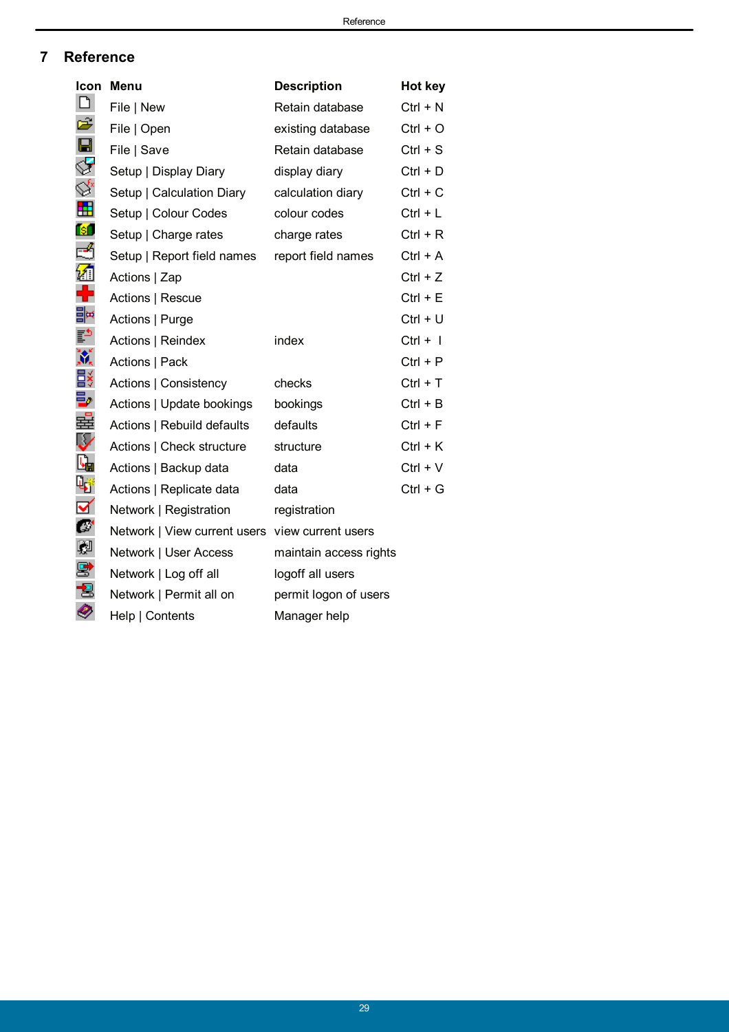# 7 Reference

| Icon | Menu | Description | Hot key |
|---|---|---|---|
| | File \| New | Retain database | Ctrl + N |
| | File \| Open | existing database | Ctrl + O |
| | File \| Save | Retain database | Ctrl + S |
| | Setup \| Display Diary | display diary | Ctrl + D |
| | Setup \| Calculation Diary | calculation diary | Ctrl + C |
| | Setup \| Colour Codes | colour codes | Ctrl + L |
| | Setup \| Charge rates | charge rates | Ctrl + R |
| | Setup \| Report field names | report field names | Ctrl + A |
| | Actions \| Zap | | Ctrl + Z |
| | Actions \| Rescue | | Ctrl + E |
| | Actions \| Purge | | Ctrl + U |
| | Actions \| Reindex | index | Ctrl + I |
| | Actions \| Pack | | Ctrl + P |
| | Actions \| Consistency | checks | Ctrl + T |
| | Actions \| Update bookings | bookings | Ctrl + B |
| | Actions \| Rebuild defaults | defaults | Ctrl + F |
| | Actions \| Check structure | structure | Ctrl + K |
| | Actions \| Backup data | data | Ctrl + V |
| | Actions \| Replicate data | data | Ctrl + G |
| | Network \| Registration | registration | |
| | Network \| View current users | view current users | |
| | Network \| User Access | maintain access rights | |
| | Network \| Log off all | logoff all users | |
| | Network \| Permit all on | permit logon of users | |
| | Help \| Contents | Manager help | |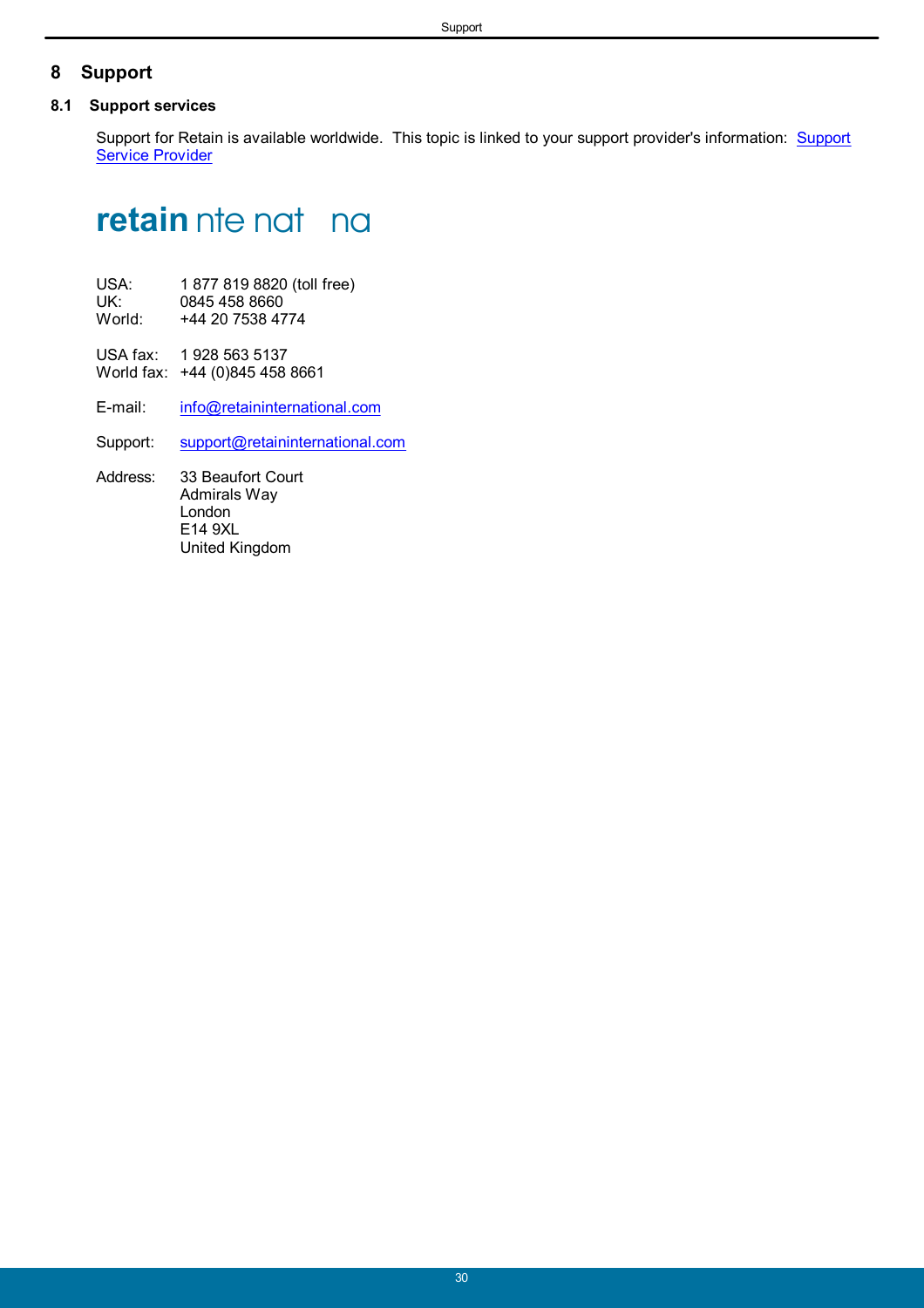# 8 Support

## 8.1 Support services

Support for Retain is available worldwide. This topic is linked to your support provider's information: Support Service Provider

**retain** nte nat na

USA: 1 877 819 8820 (toll free)
UK: 0845 458 8660
World: +44 20 7538 4774

USA fax: 1 928 563 5137
World fax: +44 (0)845 458 8661

E-mail: info@retaininternational.com

Support: support@retaininternational.com

Address: 33 Beaufort Court
Admirals Way
London
E14 9XL
United Kingdom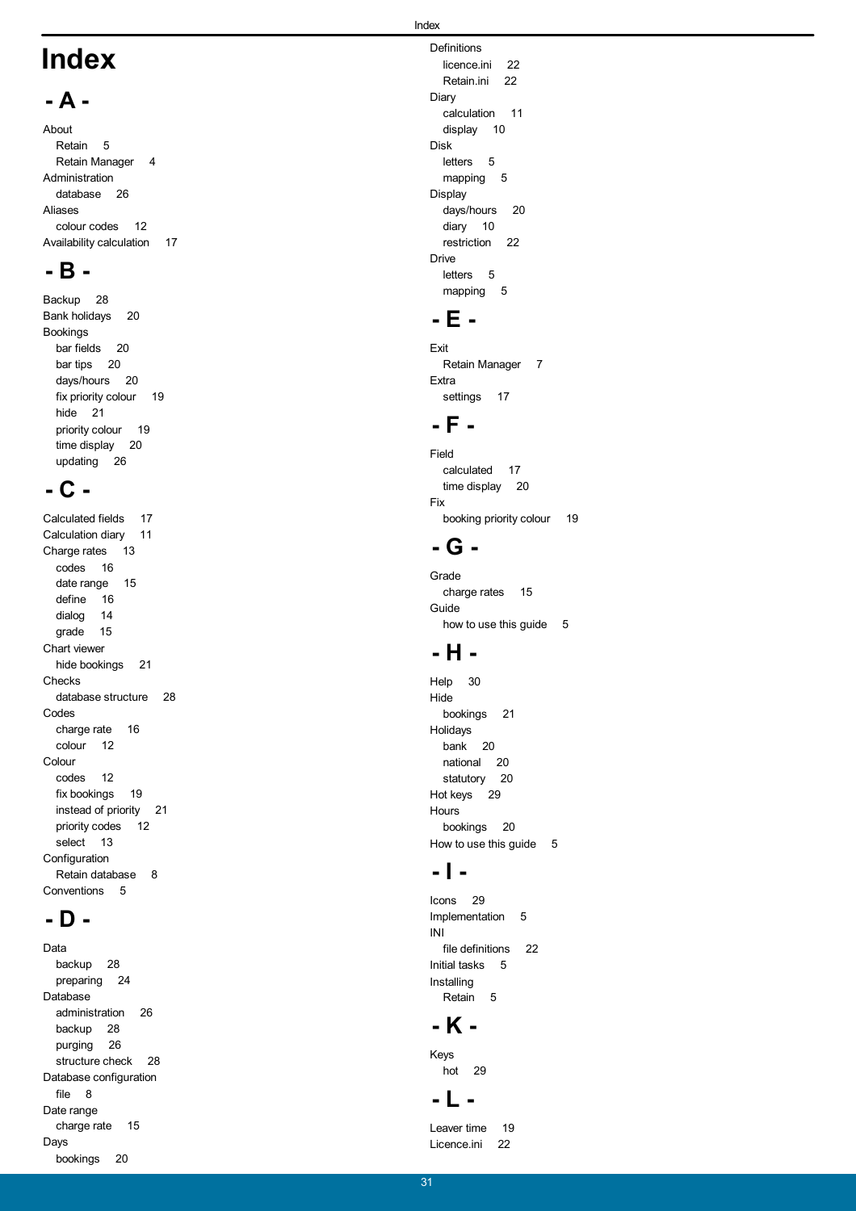# Index

## - A -

About
- Retain 5
- Retain Manager 4

Administration
- database 26

Aliases
- colour codes 12

Availability calculation 17

## - B -

Backup 28

Bank holidays 20

Bookings
- bar fields 20
- bar tips 20
- days/hours 20
- fix priority colour 19
- hide 21
- priority colour 19
- time display 20
- updating 26

## - C -

Calculated fields 17

Calculation diary 11

Charge rates 13
- codes 16
- date range 15
- define 16
- dialog 14
- grade 15

Chart viewer
- hide bookings 21

Checks
- database structure 28

Codes
- charge rate 16
- colour 12

Colour
- codes 12
- fix bookings 19
- instead of priority 21
- priority codes 12
- select 13

Configuration
- Retain database 8

Conventions 5

## - D -

Data
- backup 28
- preparing 24

Database
- administration 26
- backup 28
- purging 26
- structure check 28

Database configuration
- file 8

Date range
- charge rate 15

Days
- bookings 20

Definitions
- licence.ini 22
- Retain.ini 22

Diary
- calculation 11
- display 10

Disk
- letters 5
- mapping 5

Display
- days/hours 20
- diary 10
- restriction 22

Drive
- letters 5
- mapping 5

## - E -

Exit
- Retain Manager 7

Extra
- settings 17

## - F -

Field
- calculated 17
- time display 20

Fix
- booking priority colour 19

## - G -

Grade
- charge rates 15

Guide
- how to use this guide 5

## - H -

Help 30

Hide
- bookings 21

Holidays
- bank 20
- national 20
- statutory 20

Hot keys 29

Hours
- bookings 20

How to use this guide 5

## - I -

Icons 29

Implementation 5

INI
- file definitions 22

Initial tasks 5

Installing
- Retain 5

## - K -

Keys
- hot 29

## - L -

Leaver time 19

Licence.ini 22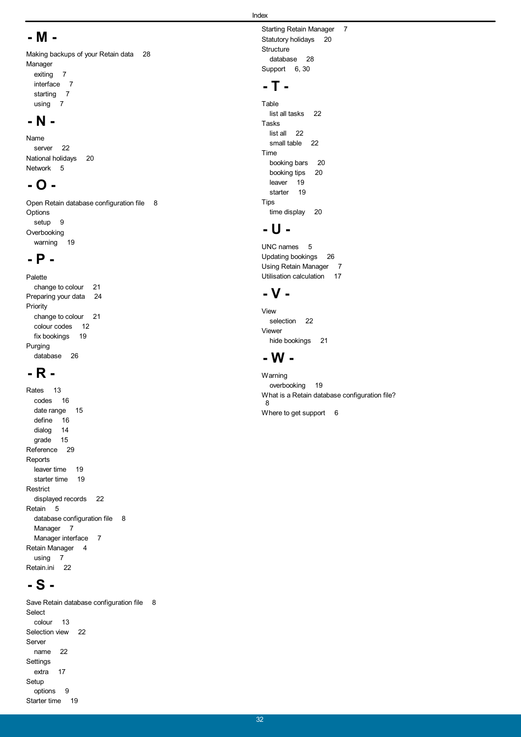## - M -

Making backups of your Retain data 28

Manager

- exiting 7
- interface 7
- starting 7
- using 7

## - N -

Name

- server 22

National holidays 20

Network 5

## - O -

Open Retain database configuration file 8

Options

- setup 9

Overbooking

- warning 19

## - P -

Palette

- change to colour 21

Preparing your data 24

Priority

- change to colour 21
- colour codes 12
- fix bookings 19

Purging

- database 26

## - R -

Rates 13

- codes 16
- date range 15
- define 16
- dialog 14
- grade 15

Reference 29

Reports

- leaver time 19
- starter time 19

Restrict

- displayed records 22

Retain 5

- database configuration file 8
- Manager 7
- Manager interface 7

Retain Manager 4

- using 7

Retain.ini 22

## - S -

Save Retain database configuration file 8

Select

- colour 13

Selection view 22

Server

- name 22

Settings

- extra 17

Setup

- options 9

Starter time 19

Starting Retain Manager 7

Statutory holidays 20

Structure

- database 28

Support 6, 30

## - T -

Table

- list all tasks 22

Tasks

- list all 22
- small table 22

Time

- booking bars 20
- booking tips 20
- leaver 19
- starter 19

Tips

- time display 20

## - U -

UNC names 5

Updating bookings 26

Using Retain Manager 7

Utilisation calculation 17

## - V -

View

- selection 22

Viewer

- hide bookings 21

## - W -

Warning

- overbooking 19

What is a Retain database configuration file? 8

Where to get support 6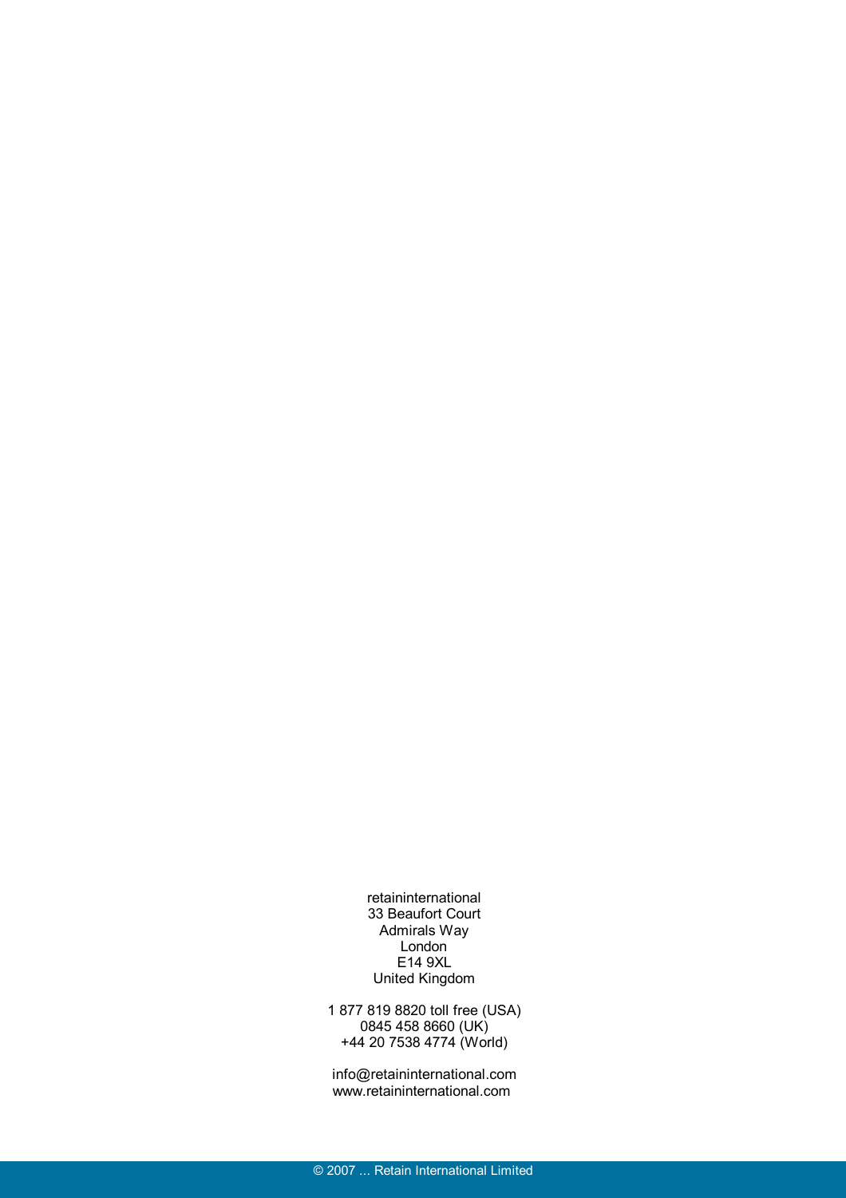retaininternational
33 Beaufort Court
Admirals Way
London
E14 9XL
United Kingdom

1 877 819 8820 toll free (USA)
0845 458 8660 (UK)
+44 20 7538 4774 (World)

info@retaininternational.com
www.retaininternational.com

© 2007 ... Retain International Limited